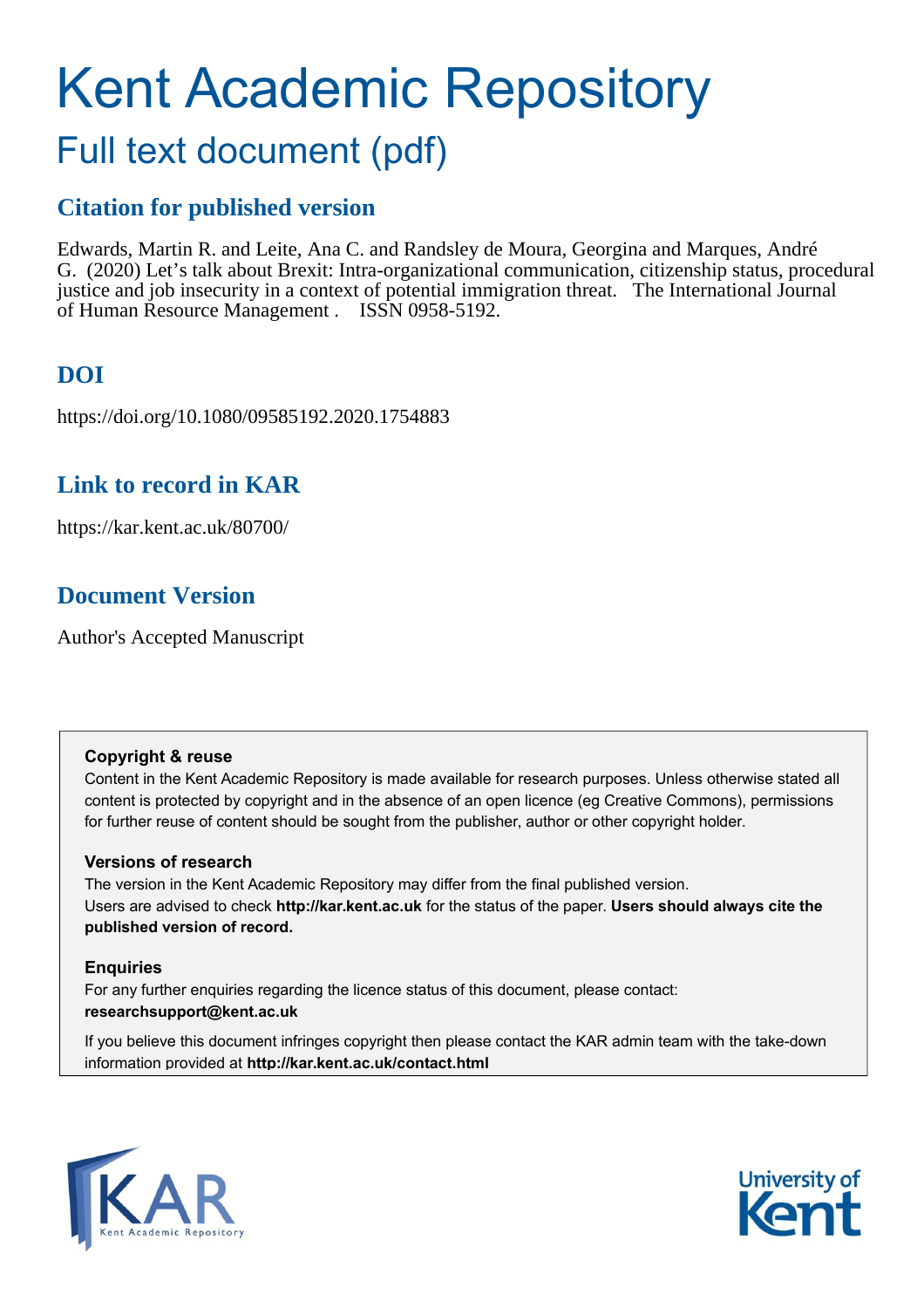# Kent Academic Repository

## Full text document (pdf)

### Citation for published version

Edwards, Martin R. and Leite, Ana C. and Randsley de Moura, Georgina and Marques, André G. (2020) Let's talk about Brexit: Intra-organizational communication, citizenship status, procedural justice and job insecurity in a context of potential immigration threat. The International Journal of Human Resource Management . ISSN 0958-5192.

### DOI

https://doi.org/10.1080/09585192.2020.1754883

### Link to record in KAR

https://kar.kent.ac.uk/80700/

### Document Version

Author's Accepted Manuscript

**Copyright & reuse**

Content in the Kent Academic Repository is made available for research purposes. Unless otherwise stated all content is protected by copyright and in the absence of an open licence (eg Creative Commons), permissions for further reuse of content should be sought from the publisher, author or other copyright holder.

**Versions of research**

The version in the Kent Academic Repository may differ from the final published version. Users are advised to check **http://kar.kent.ac.uk** for the status of the paper. **Users should always cite the published version of record.**

**Enquiries**

For any further enquiries regarding the licence status of this document, please contact: **researchsupport@kent.ac.uk**

If you believe this document infringes copyright then please contact the KAR admin team with the take-down information provided at **http://kar.kent.ac.uk/contact.html**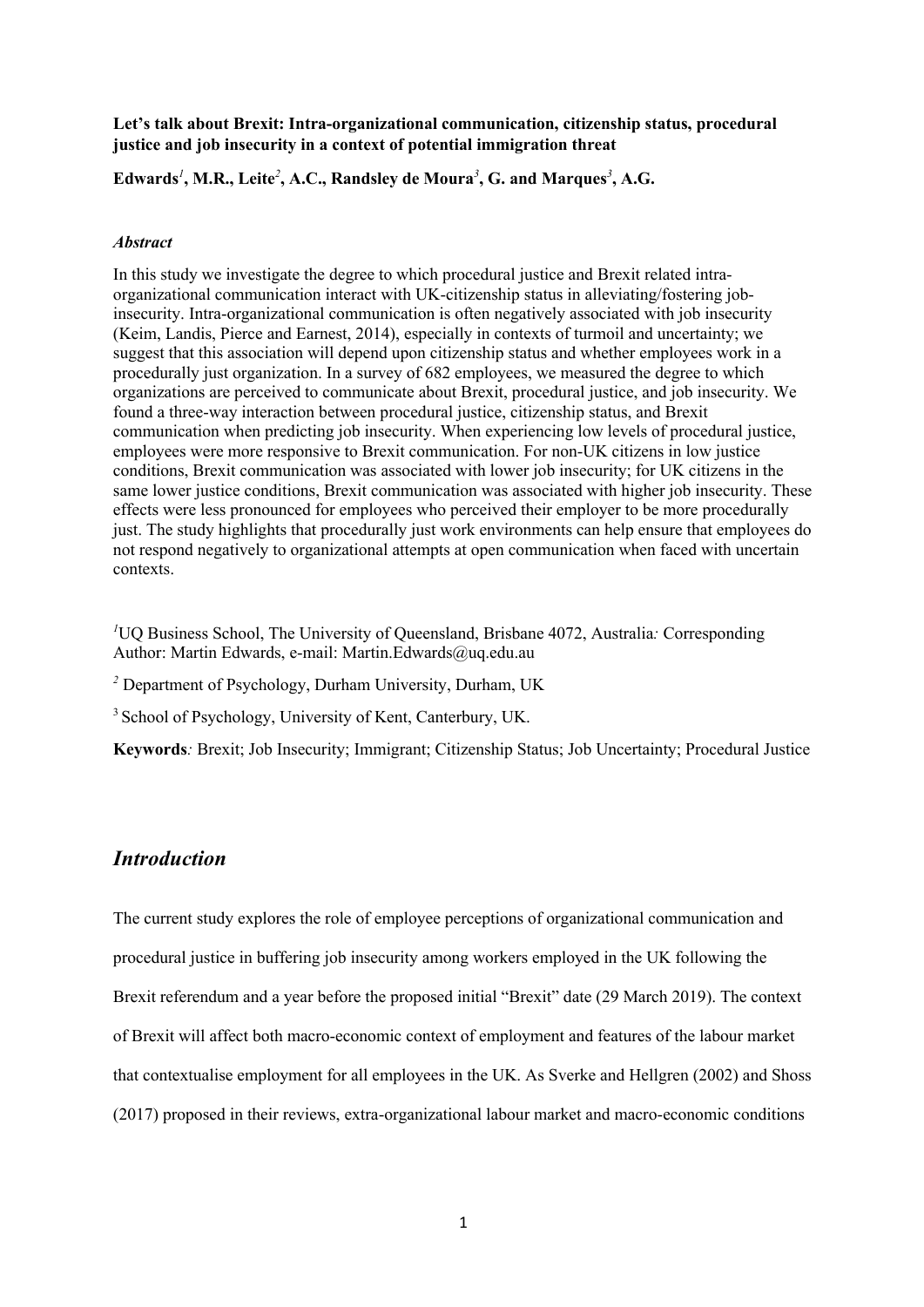**Let's talk about Brexit: Intra-organizational communication, citizenship status, procedural justice and job insecurity in a context of potential immigration threat**

**Edwards[1], M.R., Leite[2], A.C., Randsley de Moura[3], G. and Marques[3], A.G.**

***Abstract***

In this study we investigate the degree to which procedural justice and Brexit related intra-organizational communication interact with UK-citizenship status in alleviating/fostering job-insecurity. Intra-organizational communication is often negatively associated with job insecurity (Keim, Landis, Pierce and Earnest, 2014), especially in contexts of turmoil and uncertainty; we suggest that this association will depend upon citizenship status and whether employees work in a procedurally just organization. In a survey of 682 employees, we measured the degree to which organizations are perceived to communicate about Brexit, procedural justice, and job insecurity. We found a three-way interaction between procedural justice, citizenship status, and Brexit communication when predicting job insecurity. When experiencing low levels of procedural justice, employees were more responsive to Brexit communication. For non-UK citizens in low justice conditions, Brexit communication was associated with lower job insecurity; for UK citizens in the same lower justice conditions, Brexit communication was associated with higher job insecurity. These effects were less pronounced for employees who perceived their employer to be more procedurally just. The study highlights that procedurally just work environments can help ensure that employees do not respond negatively to organizational attempts at open communication when faced with uncertain contexts.

[1]UQ Business School, The University of Queensland, Brisbane 4072, Australia*:* Corresponding Author: Martin Edwards, e-mail: Martin.Edwards@uq.edu.au

[2] Department of Psychology, Durham University, Durham, UK

[3] School of Psychology, University of Kent, Canterbury, UK.

**Keywords***:* Brexit; Job Insecurity; Immigrant; Citizenship Status; Job Uncertainty; Procedural Justice

## *Introduction*

The current study explores the role of employee perceptions of organizational communication and procedural justice in buffering job insecurity among workers employed in the UK following the Brexit referendum and a year before the proposed initial "Brexit" date (29 March 2019). The context of Brexit will affect both macro-economic context of employment and features of the labour market that contextualise employment for all employees in the UK. As Sverke and Hellgren (2002) and Shoss (2017) proposed in their reviews, extra-organizational labour market and macro-economic conditions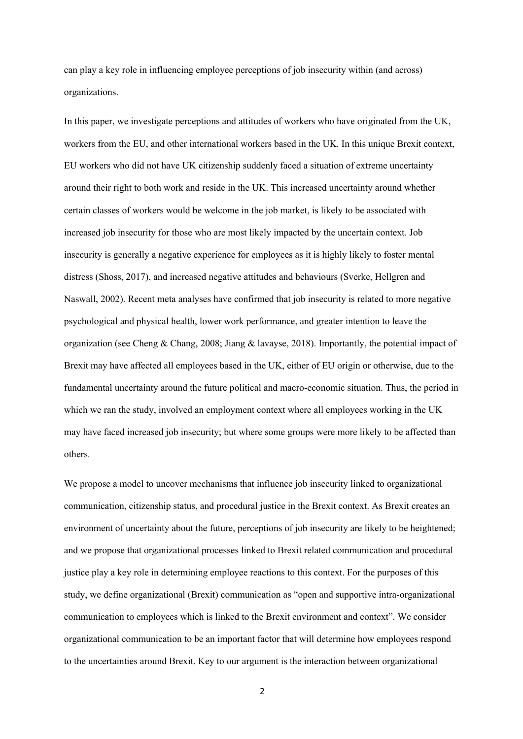can play a key role in influencing employee perceptions of job insecurity within (and across) organizations.

In this paper, we investigate perceptions and attitudes of workers who have originated from the UK, workers from the EU, and other international workers based in the UK. In this unique Brexit context, EU workers who did not have UK citizenship suddenly faced a situation of extreme uncertainty around their right to both work and reside in the UK. This increased uncertainty around whether certain classes of workers would be welcome in the job market, is likely to be associated with increased job insecurity for those who are most likely impacted by the uncertain context. Job insecurity is generally a negative experience for employees as it is highly likely to foster mental distress (Shoss, 2017), and increased negative attitudes and behaviours (Sverke, Hellgren and Naswall, 2002). Recent meta analyses have confirmed that job insecurity is related to more negative psychological and physical health, lower work performance, and greater intention to leave the organization (see Cheng & Chang, 2008; Jiang & lavayse, 2018). Importantly, the potential impact of Brexit may have affected all employees based in the UK, either of EU origin or otherwise, due to the fundamental uncertainty around the future political and macro-economic situation. Thus, the period in which we ran the study, involved an employment context where all employees working in the UK may have faced increased job insecurity; but where some groups were more likely to be affected than others.

We propose a model to uncover mechanisms that influence job insecurity linked to organizational communication, citizenship status, and procedural justice in the Brexit context. As Brexit creates an environment of uncertainty about the future, perceptions of job insecurity are likely to be heightened; and we propose that organizational processes linked to Brexit related communication and procedural justice play a key role in determining employee reactions to this context. For the purposes of this study, we define organizational (Brexit) communication as "open and supportive intra-organizational communication to employees which is linked to the Brexit environment and context". We consider organizational communication to be an important factor that will determine how employees respond to the uncertainties around Brexit. Key to our argument is the interaction between organizational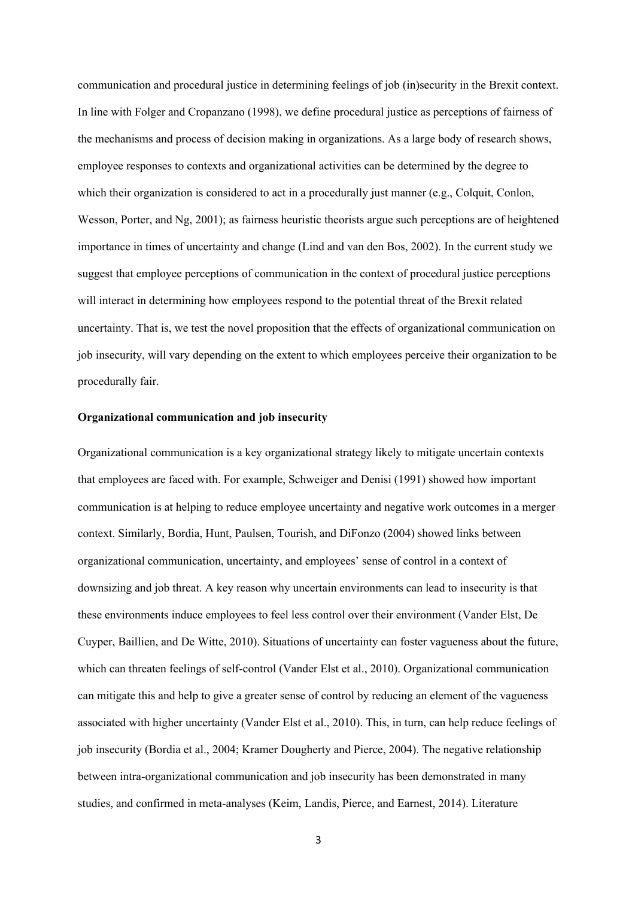communication and procedural justice in determining feelings of job (in)security in the Brexit context. In line with Folger and Cropanzano (1998), we define procedural justice as perceptions of fairness of the mechanisms and process of decision making in organizations. As a large body of research shows, employee responses to contexts and organizational activities can be determined by the degree to which their organization is considered to act in a procedurally just manner (e.g., Colquit, Conlon, Wesson, Porter, and Ng, 2001); as fairness heuristic theorists argue such perceptions are of heightened importance in times of uncertainty and change (Lind and van den Bos, 2002). In the current study we suggest that employee perceptions of communication in the context of procedural justice perceptions will interact in determining how employees respond to the potential threat of the Brexit related uncertainty. That is, we test the novel proposition that the effects of organizational communication on job insecurity, will vary depending on the extent to which employees perceive their organization to be procedurally fair.

**Organizational communication and job insecurity**

Organizational communication is a key organizational strategy likely to mitigate uncertain contexts that employees are faced with. For example, Schweiger and Denisi (1991) showed how important communication is at helping to reduce employee uncertainty and negative work outcomes in a merger context. Similarly, Bordia, Hunt, Paulsen, Tourish, and DiFonzo (2004) showed links between organizational communication, uncertainty, and employees' sense of control in a context of downsizing and job threat. A key reason why uncertain environments can lead to insecurity is that these environments induce employees to feel less control over their environment (Vander Elst, De Cuyper, Baillien, and De Witte, 2010). Situations of uncertainty can foster vagueness about the future, which can threaten feelings of self-control (Vander Elst et al., 2010). Organizational communication can mitigate this and help to give a greater sense of control by reducing an element of the vagueness associated with higher uncertainty (Vander Elst et al., 2010). This, in turn, can help reduce feelings of job insecurity (Bordia et al., 2004; Kramer Dougherty and Pierce, 2004). The negative relationship between intra-organizational communication and job insecurity has been demonstrated in many studies, and confirmed in meta-analyses (Keim, Landis, Pierce, and Earnest, 2014). Literature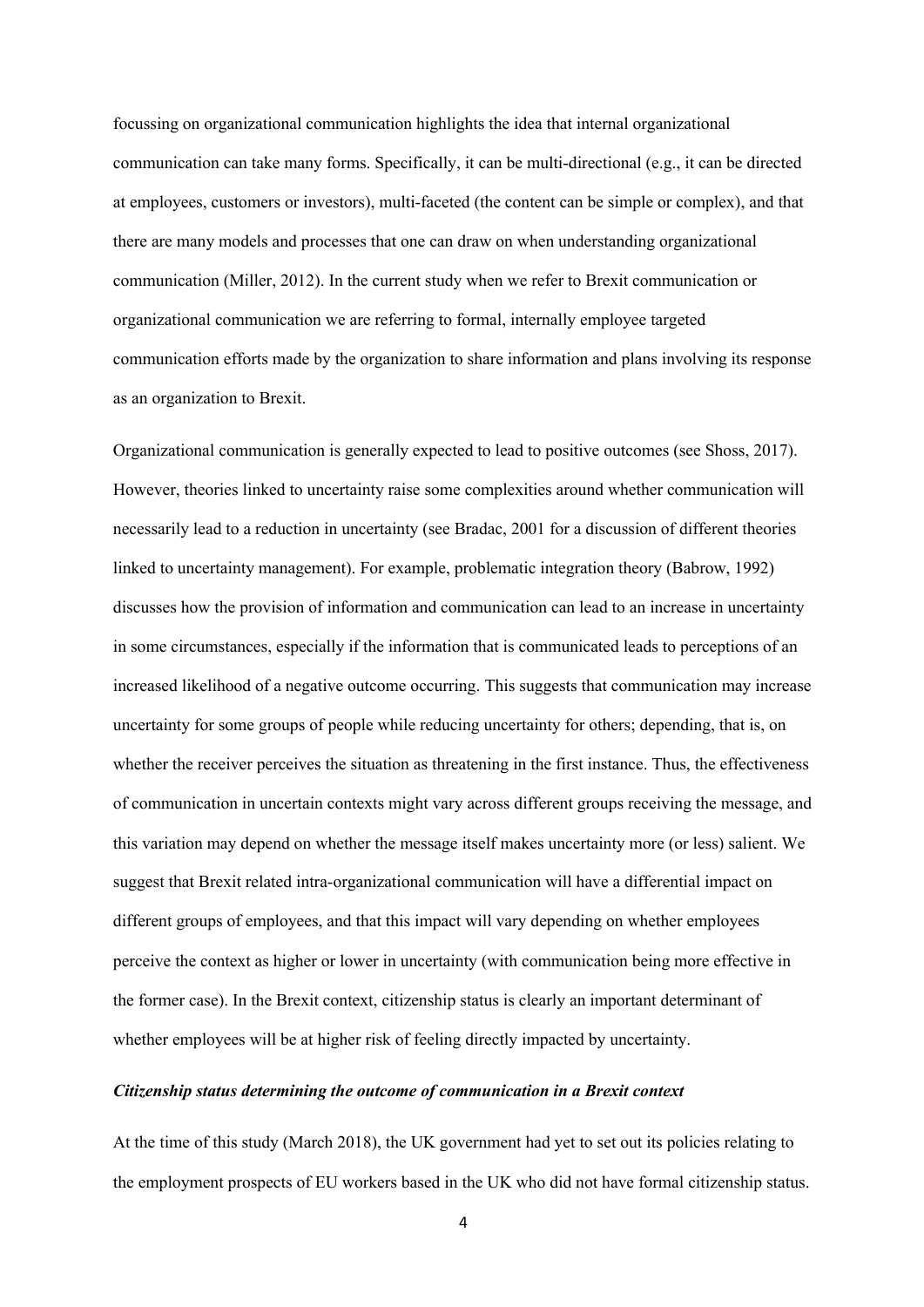focussing on organizational communication highlights the idea that internal organizational communication can take many forms. Specifically, it can be multi-directional (e.g., it can be directed at employees, customers or investors), multi-faceted (the content can be simple or complex), and that there are many models and processes that one can draw on when understanding organizational communication (Miller, 2012). In the current study when we refer to Brexit communication or organizational communication we are referring to formal, internally employee targeted communication efforts made by the organization to share information and plans involving its response as an organization to Brexit.

Organizational communication is generally expected to lead to positive outcomes (see Shoss, 2017). However, theories linked to uncertainty raise some complexities around whether communication will necessarily lead to a reduction in uncertainty (see Bradac, 2001 for a discussion of different theories linked to uncertainty management). For example, problematic integration theory (Babrow, 1992) discusses how the provision of information and communication can lead to an increase in uncertainty in some circumstances, especially if the information that is communicated leads to perceptions of an increased likelihood of a negative outcome occurring. This suggests that communication may increase uncertainty for some groups of people while reducing uncertainty for others; depending, that is, on whether the receiver perceives the situation as threatening in the first instance. Thus, the effectiveness of communication in uncertain contexts might vary across different groups receiving the message, and this variation may depend on whether the message itself makes uncertainty more (or less) salient. We suggest that Brexit related intra-organizational communication will have a differential impact on different groups of employees, and that this impact will vary depending on whether employees perceive the context as higher or lower in uncertainty (with communication being more effective in the former case). In the Brexit context, citizenship status is clearly an important determinant of whether employees will be at higher risk of feeling directly impacted by uncertainty.

### *Citizenship status determining the outcome of communication in a Brexit context*

At the time of this study (March 2018), the UK government had yet to set out its policies relating to the employment prospects of EU workers based in the UK who did not have formal citizenship status.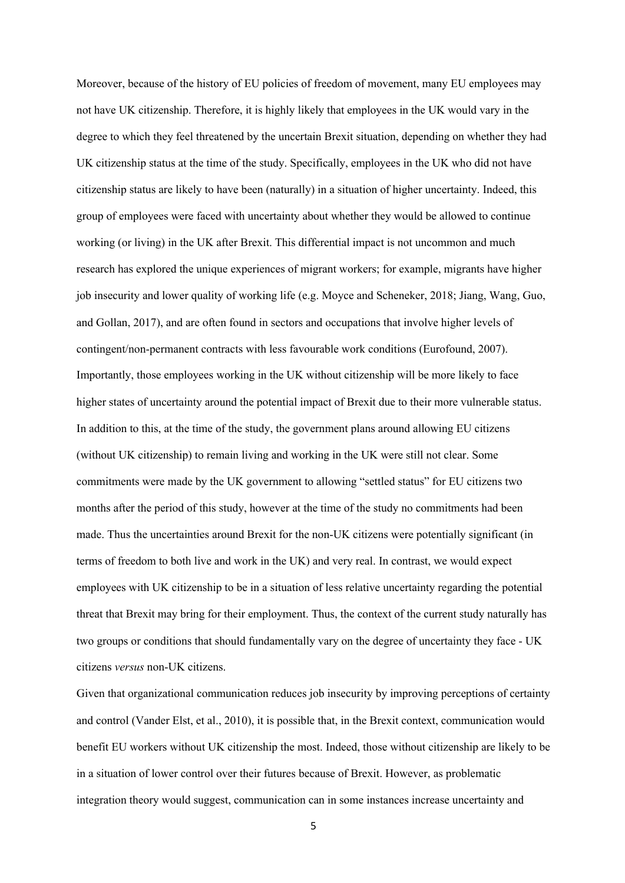Moreover, because of the history of EU policies of freedom of movement, many EU employees may not have UK citizenship. Therefore, it is highly likely that employees in the UK would vary in the degree to which they feel threatened by the uncertain Brexit situation, depending on whether they had UK citizenship status at the time of the study. Specifically, employees in the UK who did not have citizenship status are likely to have been (naturally) in a situation of higher uncertainty. Indeed, this group of employees were faced with uncertainty about whether they would be allowed to continue working (or living) in the UK after Brexit. This differential impact is not uncommon and much research has explored the unique experiences of migrant workers; for example, migrants have higher job insecurity and lower quality of working life (e.g. Moyce and Scheneker, 2018; Jiang, Wang, Guo, and Gollan, 2017), and are often found in sectors and occupations that involve higher levels of contingent/non-permanent contracts with less favourable work conditions (Eurofound, 2007). Importantly, those employees working in the UK without citizenship will be more likely to face higher states of uncertainty around the potential impact of Brexit due to their more vulnerable status. In addition to this, at the time of the study, the government plans around allowing EU citizens (without UK citizenship) to remain living and working in the UK were still not clear. Some commitments were made by the UK government to allowing "settled status" for EU citizens two months after the period of this study, however at the time of the study no commitments had been made. Thus the uncertainties around Brexit for the non-UK citizens were potentially significant (in terms of freedom to both live and work in the UK) and very real. In contrast, we would expect employees with UK citizenship to be in a situation of less relative uncertainty regarding the potential threat that Brexit may bring for their employment. Thus, the context of the current study naturally has two groups or conditions that should fundamentally vary on the degree of uncertainty they face - UK citizens *versus* non-UK citizens.

Given that organizational communication reduces job insecurity by improving perceptions of certainty and control (Vander Elst, et al., 2010), it is possible that, in the Brexit context, communication would benefit EU workers without UK citizenship the most. Indeed, those without citizenship are likely to be in a situation of lower control over their futures because of Brexit. However, as problematic integration theory would suggest, communication can in some instances increase uncertainty and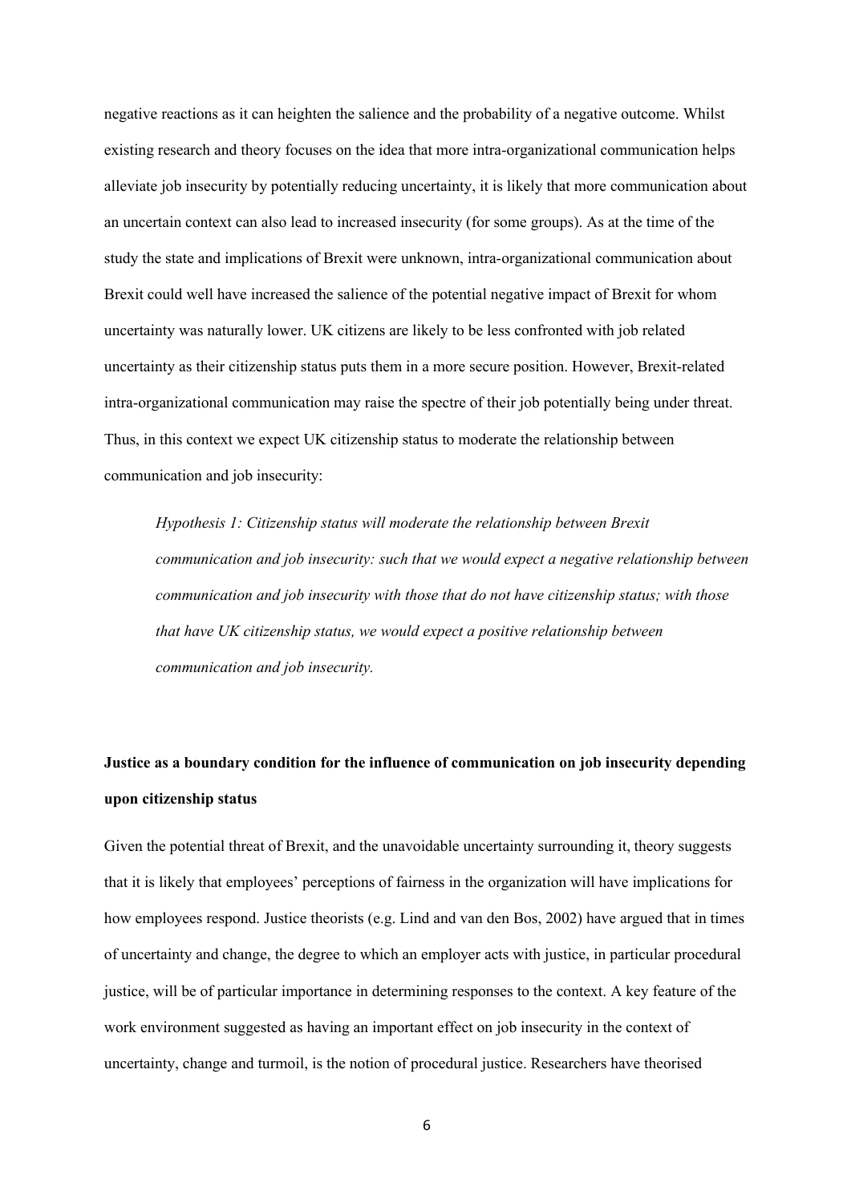negative reactions as it can heighten the salience and the probability of a negative outcome. Whilst existing research and theory focuses on the idea that more intra-organizational communication helps alleviate job insecurity by potentially reducing uncertainty, it is likely that more communication about an uncertain context can also lead to increased insecurity (for some groups). As at the time of the study the state and implications of Brexit were unknown, intra-organizational communication about Brexit could well have increased the salience of the potential negative impact of Brexit for whom uncertainty was naturally lower. UK citizens are likely to be less confronted with job related uncertainty as their citizenship status puts them in a more secure position. However, Brexit-related intra-organizational communication may raise the spectre of their job potentially being under threat. Thus, in this context we expect UK citizenship status to moderate the relationship between communication and job insecurity:

> *Hypothesis 1: Citizenship status will moderate the relationship between Brexit communication and job insecurity: such that we would expect a negative relationship between communication and job insecurity with those that do not have citizenship status; with those that have UK citizenship status, we would expect a positive relationship between communication and job insecurity.*

**Justice as a boundary condition for the influence of communication on job insecurity depending upon citizenship status**

Given the potential threat of Brexit, and the unavoidable uncertainty surrounding it, theory suggests that it is likely that employees' perceptions of fairness in the organization will have implications for how employees respond. Justice theorists (e.g. Lind and van den Bos, 2002) have argued that in times of uncertainty and change, the degree to which an employer acts with justice, in particular procedural justice, will be of particular importance in determining responses to the context. A key feature of the work environment suggested as having an important effect on job insecurity in the context of uncertainty, change and turmoil, is the notion of procedural justice. Researchers have theorised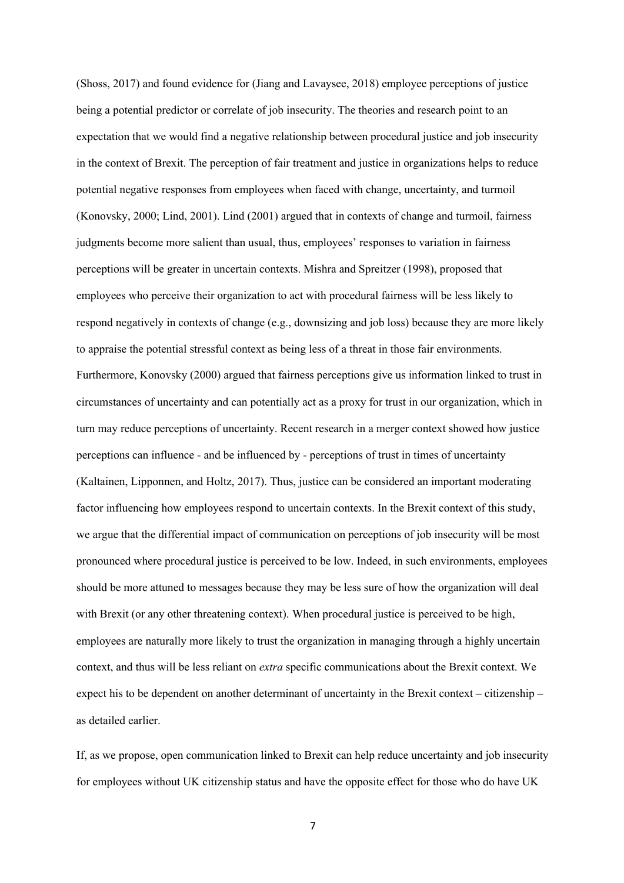(Shoss, 2017) and found evidence for (Jiang and Lavaysee, 2018) employee perceptions of justice being a potential predictor or correlate of job insecurity. The theories and research point to an expectation that we would find a negative relationship between procedural justice and job insecurity in the context of Brexit. The perception of fair treatment and justice in organizations helps to reduce potential negative responses from employees when faced with change, uncertainty, and turmoil (Konovsky, 2000; Lind, 2001). Lind (2001) argued that in contexts of change and turmoil, fairness judgments become more salient than usual, thus, employees' responses to variation in fairness perceptions will be greater in uncertain contexts. Mishra and Spreitzer (1998), proposed that employees who perceive their organization to act with procedural fairness will be less likely to respond negatively in contexts of change (e.g., downsizing and job loss) because they are more likely to appraise the potential stressful context as being less of a threat in those fair environments. Furthermore, Konovsky (2000) argued that fairness perceptions give us information linked to trust in circumstances of uncertainty and can potentially act as a proxy for trust in our organization, which in turn may reduce perceptions of uncertainty. Recent research in a merger context showed how justice perceptions can influence - and be influenced by - perceptions of trust in times of uncertainty (Kaltainen, Lipponnen, and Holtz, 2017). Thus, justice can be considered an important moderating factor influencing how employees respond to uncertain contexts. In the Brexit context of this study, we argue that the differential impact of communication on perceptions of job insecurity will be most pronounced where procedural justice is perceived to be low. Indeed, in such environments, employees should be more attuned to messages because they may be less sure of how the organization will deal with Brexit (or any other threatening context). When procedural justice is perceived to be high, employees are naturally more likely to trust the organization in managing through a highly uncertain context, and thus will be less reliant on *extra* specific communications about the Brexit context. We expect his to be dependent on another determinant of uncertainty in the Brexit context – citizenship – as detailed earlier.

If, as we propose, open communication linked to Brexit can help reduce uncertainty and job insecurity for employees without UK citizenship status and have the opposite effect for those who do have UK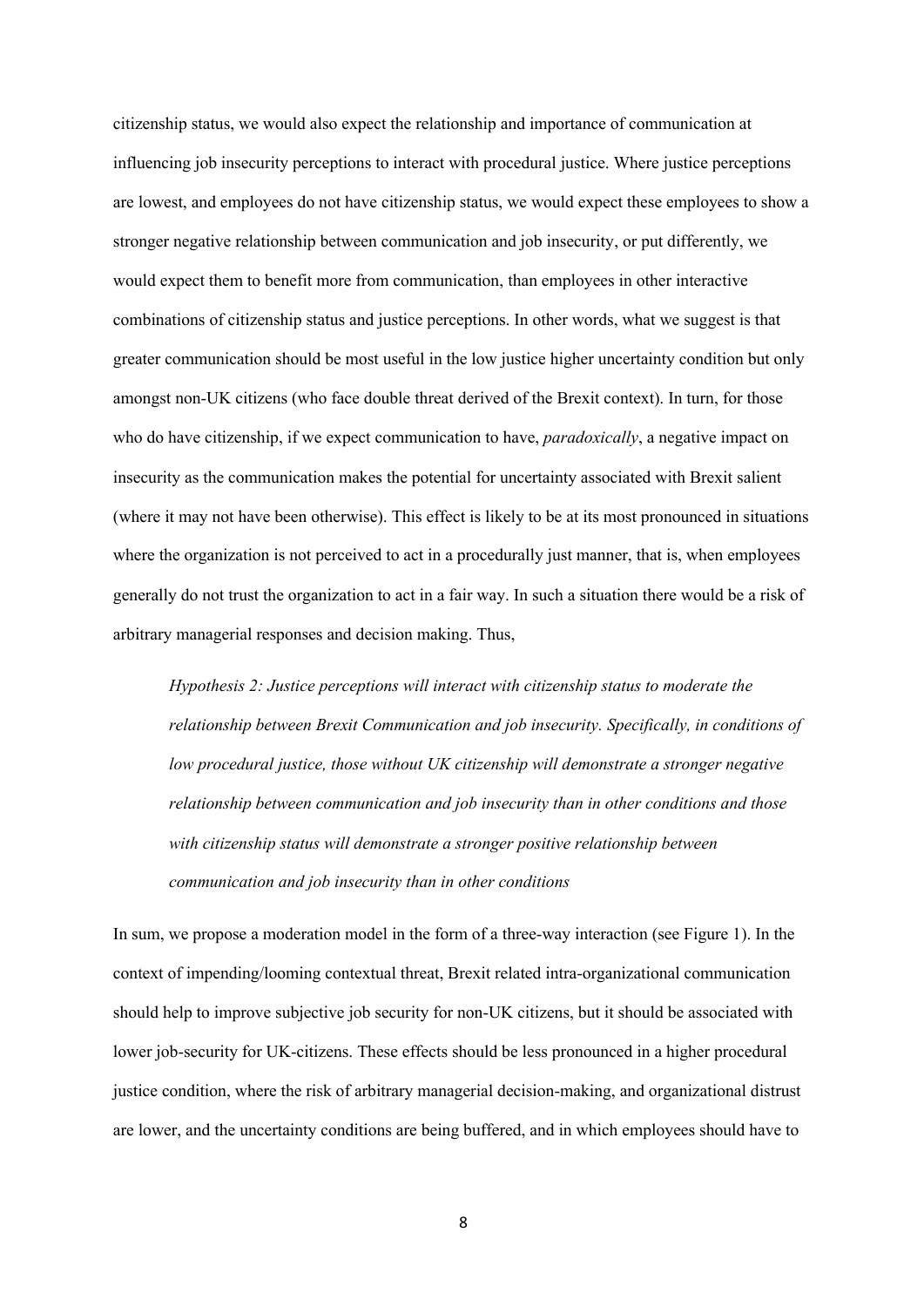citizenship status, we would also expect the relationship and importance of communication at influencing job insecurity perceptions to interact with procedural justice. Where justice perceptions are lowest, and employees do not have citizenship status, we would expect these employees to show a stronger negative relationship between communication and job insecurity, or put differently, we would expect them to benefit more from communication, than employees in other interactive combinations of citizenship status and justice perceptions. In other words, what we suggest is that greater communication should be most useful in the low justice higher uncertainty condition but only amongst non-UK citizens (who face double threat derived of the Brexit context). In turn, for those who do have citizenship, if we expect communication to have, *paradoxically*, a negative impact on insecurity as the communication makes the potential for uncertainty associated with Brexit salient (where it may not have been otherwise). This effect is likely to be at its most pronounced in situations where the organization is not perceived to act in a procedurally just manner, that is, when employees generally do not trust the organization to act in a fair way. In such a situation there would be a risk of arbitrary managerial responses and decision making. Thus,

> *Hypothesis 2: Justice perceptions will interact with citizenship status to moderate the relationship between Brexit Communication and job insecurity. Specifically, in conditions of low procedural justice, those without UK citizenship will demonstrate a stronger negative relationship between communication and job insecurity than in other conditions and those with citizenship status will demonstrate a stronger positive relationship between communication and job insecurity than in other conditions*

In sum, we propose a moderation model in the form of a three-way interaction (see Figure 1). In the context of impending/looming contextual threat, Brexit related intra-organizational communication should help to improve subjective job security for non-UK citizens, but it should be associated with lower job-security for UK-citizens. These effects should be less pronounced in a higher procedural justice condition, where the risk of arbitrary managerial decision-making, and organizational distrust are lower, and the uncertainty conditions are being buffered, and in which employees should have to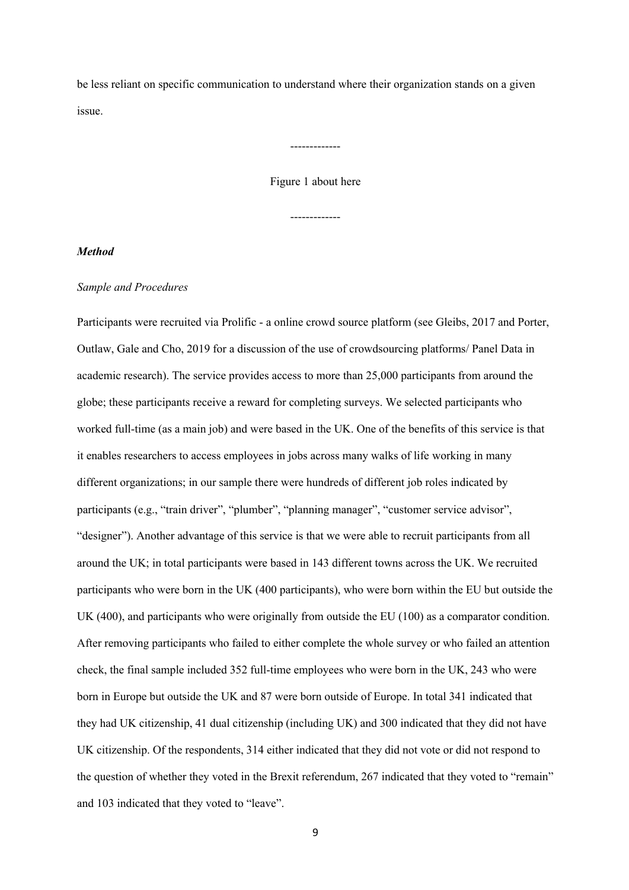be less reliant on specific communication to understand where their organization stands on a given issue.

-------------

Figure 1 about here

-------------

***Method***

*Sample and Procedures*

Participants were recruited via Prolific - a online crowd source platform (see Gleibs, 2017 and Porter, Outlaw, Gale and Cho, 2019 for a discussion of the use of crowdsourcing platforms/ Panel Data in academic research). The service provides access to more than 25,000 participants from around the globe; these participants receive a reward for completing surveys. We selected participants who worked full-time (as a main job) and were based in the UK. One of the benefits of this service is that it enables researchers to access employees in jobs across many walks of life working in many different organizations; in our sample there were hundreds of different job roles indicated by participants (e.g., "train driver", "plumber", "planning manager", "customer service advisor", "designer"). Another advantage of this service is that we were able to recruit participants from all around the UK; in total participants were based in 143 different towns across the UK. We recruited participants who were born in the UK (400 participants), who were born within the EU but outside the UK (400), and participants who were originally from outside the EU (100) as a comparator condition. After removing participants who failed to either complete the whole survey or who failed an attention check, the final sample included 352 full-time employees who were born in the UK, 243 who were born in Europe but outside the UK and 87 were born outside of Europe. In total 341 indicated that they had UK citizenship, 41 dual citizenship (including UK) and 300 indicated that they did not have UK citizenship. Of the respondents, 314 either indicated that they did not vote or did not respond to the question of whether they voted in the Brexit referendum, 267 indicated that they voted to "remain" and 103 indicated that they voted to "leave".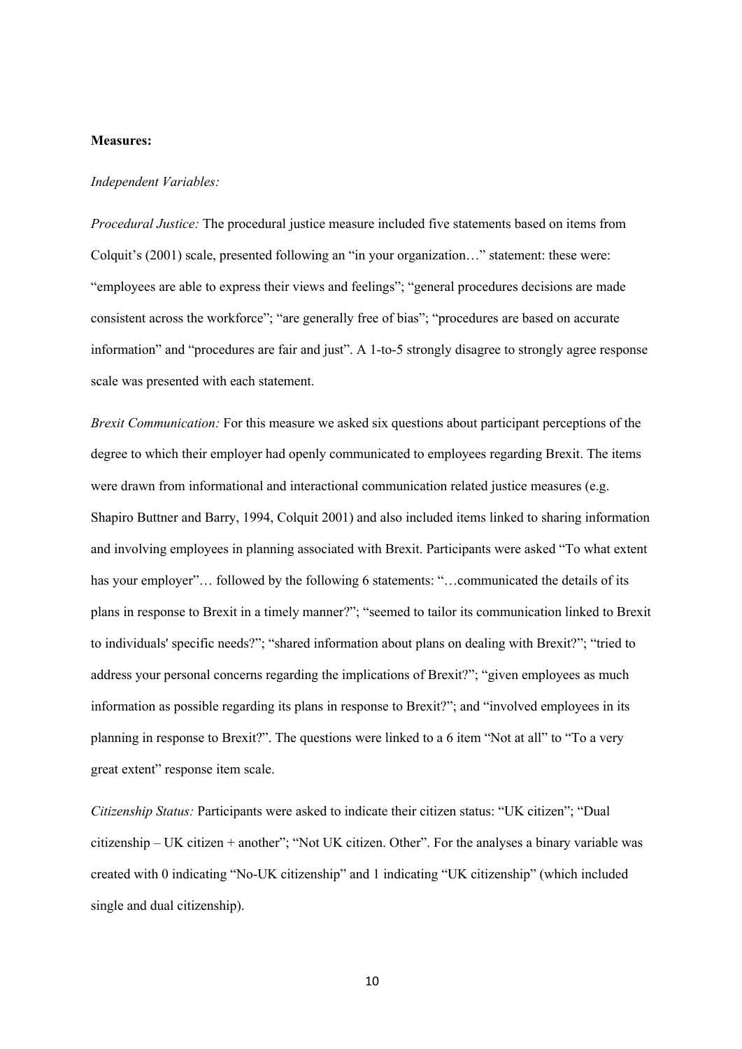**Measures:**

*Independent Variables:*

*Procedural Justice:* The procedural justice measure included five statements based on items from Colquit's (2001) scale, presented following an "in your organization…" statement: these were: "employees are able to express their views and feelings"; "general procedures decisions are made consistent across the workforce"; "are generally free of bias"; "procedures are based on accurate information" and "procedures are fair and just". A 1-to-5 strongly disagree to strongly agree response scale was presented with each statement.

*Brexit Communication:* For this measure we asked six questions about participant perceptions of the degree to which their employer had openly communicated to employees regarding Brexit. The items were drawn from informational and interactional communication related justice measures (e.g. Shapiro Buttner and Barry, 1994, Colquit 2001) and also included items linked to sharing information and involving employees in planning associated with Brexit. Participants were asked "To what extent has your employer"… followed by the following 6 statements: "…communicated the details of its plans in response to Brexit in a timely manner?"; "seemed to tailor its communication linked to Brexit to individuals' specific needs?"; "shared information about plans on dealing with Brexit?"; "tried to address your personal concerns regarding the implications of Brexit?"; "given employees as much information as possible regarding its plans in response to Brexit?"; and "involved employees in its planning in response to Brexit?". The questions were linked to a 6 item "Not at all" to "To a very great extent" response item scale.

*Citizenship Status:* Participants were asked to indicate their citizen status: "UK citizen"; "Dual citizenship – UK citizen + another"; "Not UK citizen. Other". For the analyses a binary variable was created with 0 indicating "No-UK citizenship" and 1 indicating "UK citizenship" (which included single and dual citizenship).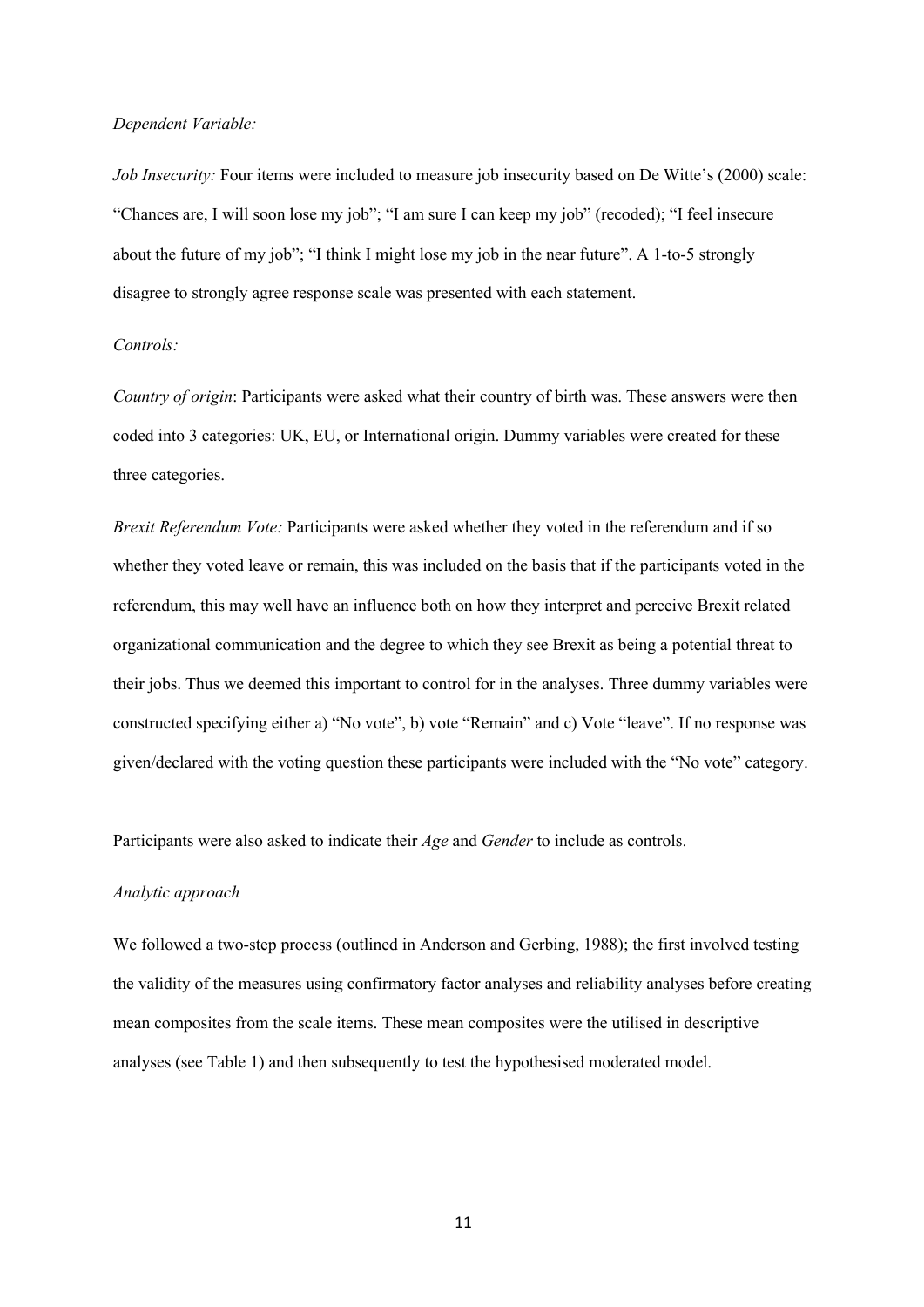*Dependent Variable:*

*Job Insecurity:* Four items were included to measure job insecurity based on De Witte's (2000) scale: "Chances are, I will soon lose my job"; "I am sure I can keep my job" (recoded); "I feel insecure about the future of my job"; "I think I might lose my job in the near future". A 1-to-5 strongly disagree to strongly agree response scale was presented with each statement.

*Controls:*

*Country of origin*: Participants were asked what their country of birth was. These answers were then coded into 3 categories: UK, EU, or International origin. Dummy variables were created for these three categories.

*Brexit Referendum Vote:* Participants were asked whether they voted in the referendum and if so whether they voted leave or remain, this was included on the basis that if the participants voted in the referendum, this may well have an influence both on how they interpret and perceive Brexit related organizational communication and the degree to which they see Brexit as being a potential threat to their jobs. Thus we deemed this important to control for in the analyses. Three dummy variables were constructed specifying either a) "No vote", b) vote "Remain" and c) Vote "leave". If no response was given/declared with the voting question these participants were included with the "No vote" category.

Participants were also asked to indicate their *Age* and *Gender* to include as controls.

*Analytic approach*

We followed a two-step process (outlined in Anderson and Gerbing, 1988); the first involved testing the validity of the measures using confirmatory factor analyses and reliability analyses before creating mean composites from the scale items. These mean composites were the utilised in descriptive analyses (see Table 1) and then subsequently to test the hypothesised moderated model.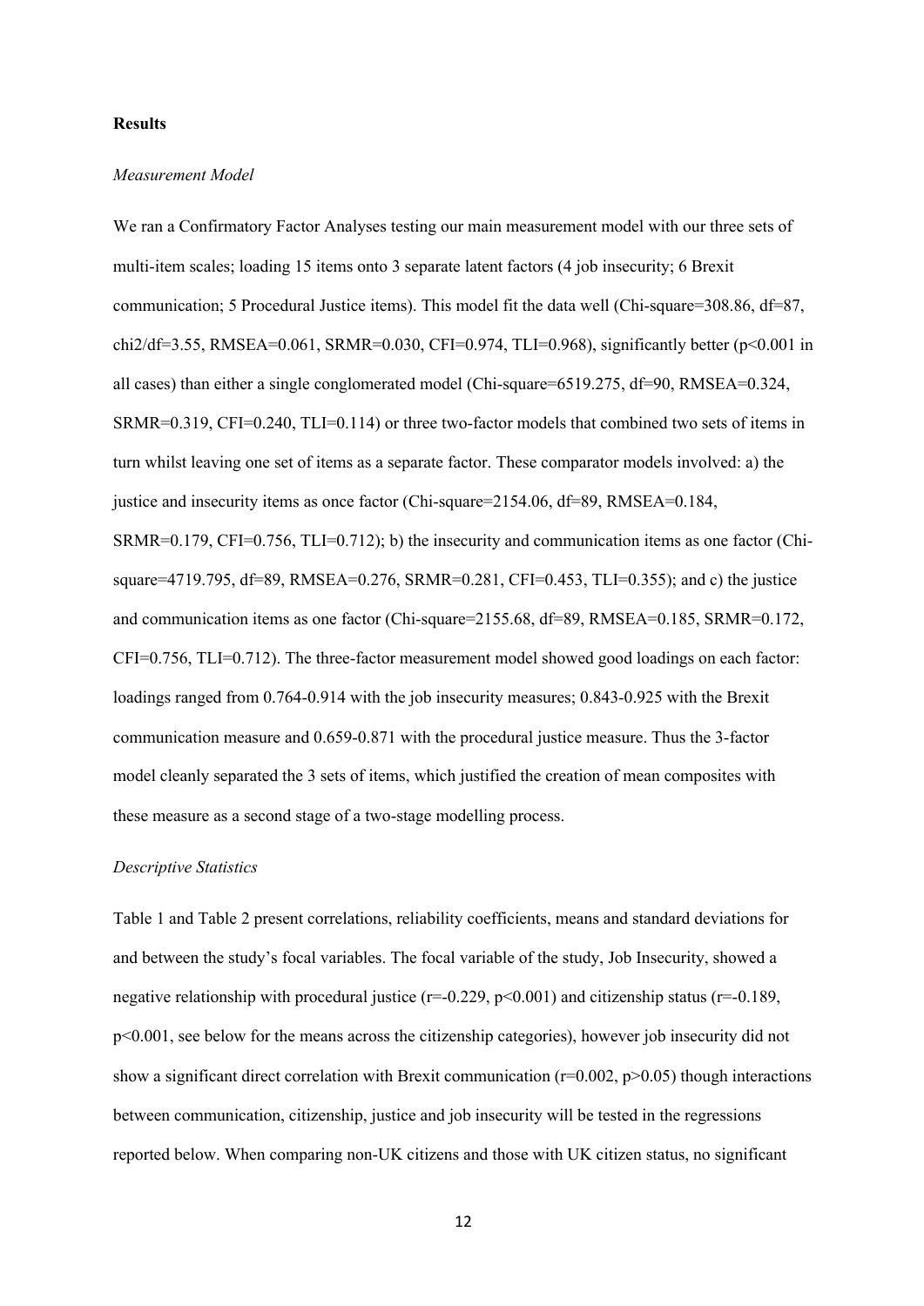**Results**

*Measurement Model*

We ran a Confirmatory Factor Analyses testing our main measurement model with our three sets of multi-item scales; loading 15 items onto 3 separate latent factors (4 job insecurity; 6 Brexit communication; 5 Procedural Justice items). This model fit the data well (Chi-square=308.86, df=87, chi2/df=3.55, RMSEA=0.061, SRMR=0.030, CFI=0.974, TLI=0.968), significantly better ($p<0.001$ in all cases) than either a single conglomerated model (Chi-square=6519.275, df=90, RMSEA=0.324, SRMR=0.319, CFI=0.240, TLI=0.114) or three two-factor models that combined two sets of items in turn whilst leaving one set of items as a separate factor. These comparator models involved: a) the justice and insecurity items as once factor (Chi-square=2154.06, df=89, RMSEA=0.184, SRMR=0.179, CFI=0.756, TLI=0.712); b) the insecurity and communication items as one factor (Chi-square=4719.795, df=89, RMSEA=0.276, SRMR=0.281, CFI=0.453, TLI=0.355); and c) the justice and communication items as one factor (Chi-square=2155.68, df=89, RMSEA=0.185, SRMR=0.172, CFI=0.756, TLI=0.712). The three-factor measurement model showed good loadings on each factor: loadings ranged from 0.764-0.914 with the job insecurity measures; 0.843-0.925 with the Brexit communication measure and 0.659-0.871 with the procedural justice measure. Thus the 3-factor model cleanly separated the 3 sets of items, which justified the creation of mean composites with these measure as a second stage of a two-stage modelling process.

*Descriptive Statistics*

Table 1 and Table 2 present correlations, reliability coefficients, means and standard deviations for and between the study's focal variables. The focal variable of the study, Job Insecurity, showed a negative relationship with procedural justice ($r=-0.229$, $p<0.001$) and citizenship status ($r=-0.189$, $p<0.001$, see below for the means across the citizenship categories), however job insecurity did not show a significant direct correlation with Brexit communication ($r=0.002$, $p>0.05$) though interactions between communication, citizenship, justice and job insecurity will be tested in the regressions reported below. When comparing non-UK citizens and those with UK citizen status, no significant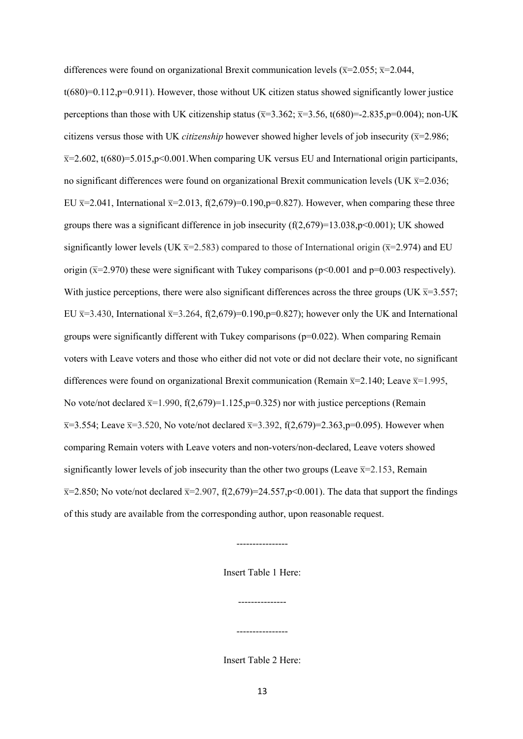differences were found on organizational Brexit communication levels ($\bar{x}=2.055$; $\bar{x}=2.044$, $t(680)=0.112, p=0.911$). However, those without UK citizen status showed significantly lower justice perceptions than those with UK citizenship status ($\bar{x}=3.362$; $\bar{x}=3.56$, $t(680)=-2.835, p=0.004$); non-UK citizens versus those with UK *citizenship* however showed higher levels of job insecurity ($\bar{x}=2.986$; $\bar{x}=2.602$, $t(680)=5.015, p<0.001$.When comparing UK versus EU and International origin participants, no significant differences were found on organizational Brexit communication levels (UK $\bar{x}=2.036$; EU $\bar{x}=2.041$, International $\bar{x}=2.013$, $f(2,679)=0.190, p=0.827$). However, when comparing these three groups there was a significant difference in job insecurity ($f(2,679)=13.038, p<0.001$); UK showed significantly lower levels (UK $\bar{x}=2.583$) compared to those of International origin ($\bar{x}=2.974$) and EU origin ($\bar{x}=2.970$) these were significant with Tukey comparisons ($p<0.001$ and $p=0.003$ respectively). With justice perceptions, there were also significant differences across the three groups (UK $\bar{x}=3.557$; EU $\bar{x}=3.430$, International $\bar{x}=3.264$, $f(2,679)=0.190, p=0.827$); however only the UK and International groups were significantly different with Tukey comparisons ($p=0.022$). When comparing Remain voters with Leave voters and those who either did not vote or did not declare their vote, no significant differences were found on organizational Brexit communication (Remain $\bar{x}=2.140$; Leave $\bar{x}=1.995$, No vote/not declared $\bar{x}=1.990$, $f(2,679)=1.125, p=0.325$) nor with justice perceptions (Remain $\bar{x}=3.554$; Leave $\bar{x}=3.520$, No vote/not declared $\bar{x}=3.392$, $f(2,679)=2.363, p=0.095$). However when comparing Remain voters with Leave voters and non-voters/non-declared, Leave voters showed significantly lower levels of job insecurity than the other two groups (Leave $\bar{x}=2.153$, Remain $\bar{x}=2.850$; No vote/not declared $\bar{x}=2.907$, $f(2,679)=24.557, p<0.001$). The data that support the findings of this study are available from the corresponding author, upon reasonable request.

----------------

Insert Table 1 Here:

---------------

----------------

Insert Table 2 Here: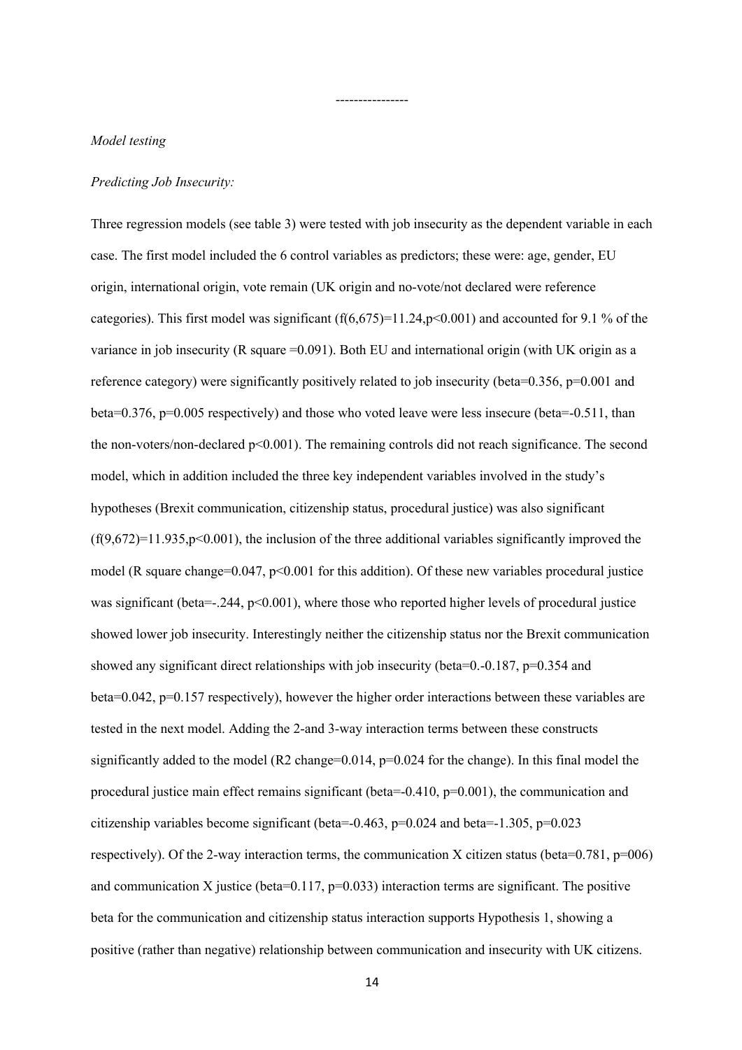----------------

*Model testing*

*Predicting Job Insecurity:*

Three regression models (see table 3) were tested with job insecurity as the dependent variable in each case. The first model included the 6 control variables as predictors; these were: age, gender, EU origin, international origin, vote remain (UK origin and no-vote/not declared were reference categories). This first model was significant ($f(6,675)=11.24, p<0.001$) and accounted for 9.1 % of the variance in job insecurity (R square =0.091). Both EU and international origin (with UK origin as a reference category) were significantly positively related to job insecurity (beta=0.356, p=0.001 and beta=0.376, p=0.005 respectively) and those who voted leave were less insecure (beta=-0.511, than the non-voters/non-declared $p<0.001$). The remaining controls did not reach significance. The second model, which in addition included the three key independent variables involved in the study's hypotheses (Brexit communication, citizenship status, procedural justice) was also significant ($f(9,672)=11.935, p<0.001$), the inclusion of the three additional variables significantly improved the model (R square change=0.047, $p<0.001$ for this addition). Of these new variables procedural justice was significant (beta=-.244, $p<0.001$), where those who reported higher levels of procedural justice showed lower job insecurity. Interestingly neither the citizenship status nor the Brexit communication showed any significant direct relationships with job insecurity (beta=0.-0.187, p=0.354 and beta=0.042, p=0.157 respectively), however the higher order interactions between these variables are tested in the next model. Adding the 2-and 3-way interaction terms between these constructs significantly added to the model (R2 change=0.014, p=0.024 for the change). In this final model the procedural justice main effect remains significant (beta=-0.410, p=0.001), the communication and citizenship variables become significant (beta=-0.463, p=0.024 and beta=-1.305, p=0.023 respectively). Of the 2-way interaction terms, the communication X citizen status (beta=0.781, p=006) and communication X justice (beta=0.117, p=0.033) interaction terms are significant. The positive beta for the communication and citizenship status interaction supports Hypothesis 1, showing a positive (rather than negative) relationship between communication and insecurity with UK citizens.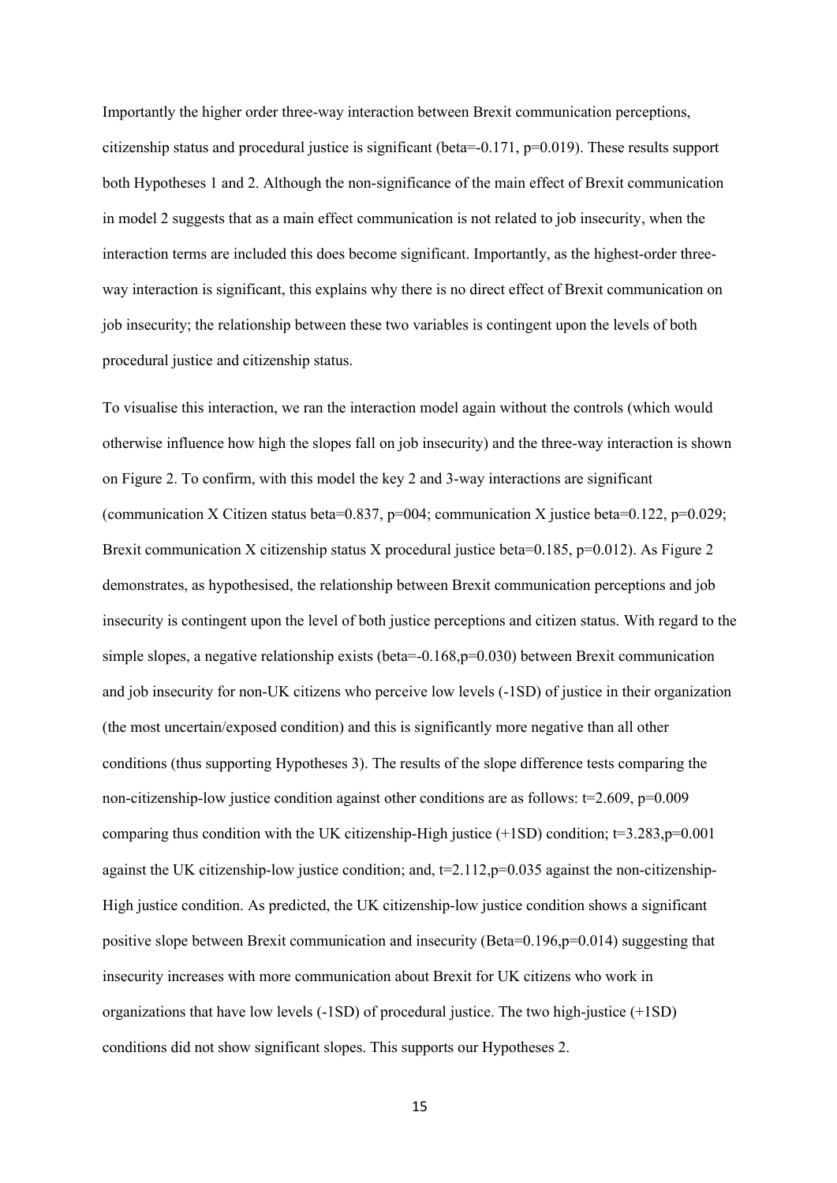Importantly the higher order three-way interaction between Brexit communication perceptions, citizenship status and procedural justice is significant (beta=-0.171, p=0.019). These results support both Hypotheses 1 and 2. Although the non-significance of the main effect of Brexit communication in model 2 suggests that as a main effect communication is not related to job insecurity, when the interaction terms are included this does become significant. Importantly, as the highest-order three-way interaction is significant, this explains why there is no direct effect of Brexit communication on job insecurity; the relationship between these two variables is contingent upon the levels of both procedural justice and citizenship status.

To visualise this interaction, we ran the interaction model again without the controls (which would otherwise influence how high the slopes fall on job insecurity) and the three-way interaction is shown on Figure 2. To confirm, with this model the key 2 and 3-way interactions are significant (communication X Citizen status beta=0.837, p=004; communication X justice beta=0.122, p=0.029; Brexit communication X citizenship status X procedural justice beta=0.185, p=0.012). As Figure 2 demonstrates, as hypothesised, the relationship between Brexit communication perceptions and job insecurity is contingent upon the level of both justice perceptions and citizen status. With regard to the simple slopes, a negative relationship exists (beta=-0.168,p=0.030) between Brexit communication and job insecurity for non-UK citizens who perceive low levels (-1SD) of justice in their organization (the most uncertain/exposed condition) and this is significantly more negative than all other conditions (thus supporting Hypotheses 3). The results of the slope difference tests comparing the non-citizenship-low justice condition against other conditions are as follows: t=2.609, p=0.009 comparing thus condition with the UK citizenship-High justice (+1SD) condition; t=3.283,p=0.001 against the UK citizenship-low justice condition; and, t=2.112,p=0.035 against the non-citizenship-High justice condition. As predicted, the UK citizenship-low justice condition shows a significant positive slope between Brexit communication and insecurity (Beta=0.196,p=0.014) suggesting that insecurity increases with more communication about Brexit for UK citizens who work in organizations that have low levels (-1SD) of procedural justice. The two high-justice (+1SD) conditions did not show significant slopes. This supports our Hypotheses 2.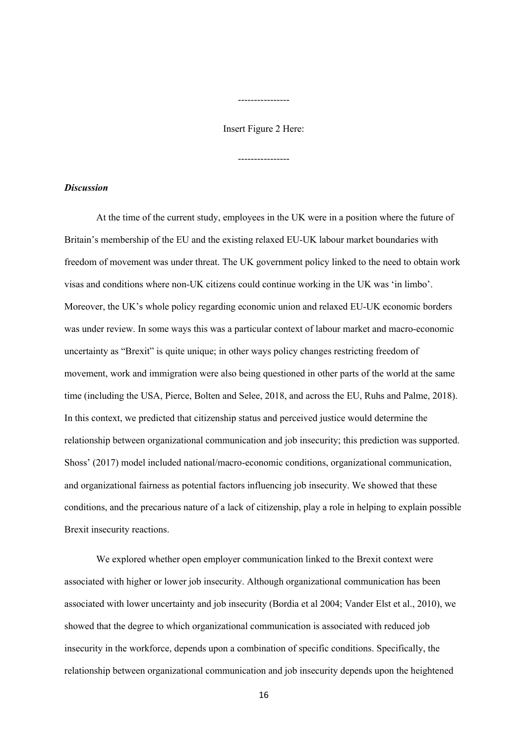----------------

Insert Figure 2 Here:

----------------

### *Discussion*

At the time of the current study, employees in the UK were in a position where the future of Britain's membership of the EU and the existing relaxed EU-UK labour market boundaries with freedom of movement was under threat. The UK government policy linked to the need to obtain work visas and conditions where non-UK citizens could continue working in the UK was 'in limbo'. Moreover, the UK's whole policy regarding economic union and relaxed EU-UK economic borders was under review. In some ways this was a particular context of labour market and macro-economic uncertainty as "Brexit" is quite unique; in other ways policy changes restricting freedom of movement, work and immigration were also being questioned in other parts of the world at the same time (including the USA, Pierce, Bolten and Selee, 2018, and across the EU, Ruhs and Palme, 2018). In this context, we predicted that citizenship status and perceived justice would determine the relationship between organizational communication and job insecurity; this prediction was supported. Shoss' (2017) model included national/macro-economic conditions, organizational communication, and organizational fairness as potential factors influencing job insecurity. We showed that these conditions, and the precarious nature of a lack of citizenship, play a role in helping to explain possible Brexit insecurity reactions.

We explored whether open employer communication linked to the Brexit context were associated with higher or lower job insecurity. Although organizational communication has been associated with lower uncertainty and job insecurity (Bordia et al 2004; Vander Elst et al., 2010), we showed that the degree to which organizational communication is associated with reduced job insecurity in the workforce, depends upon a combination of specific conditions. Specifically, the relationship between organizational communication and job insecurity depends upon the heightened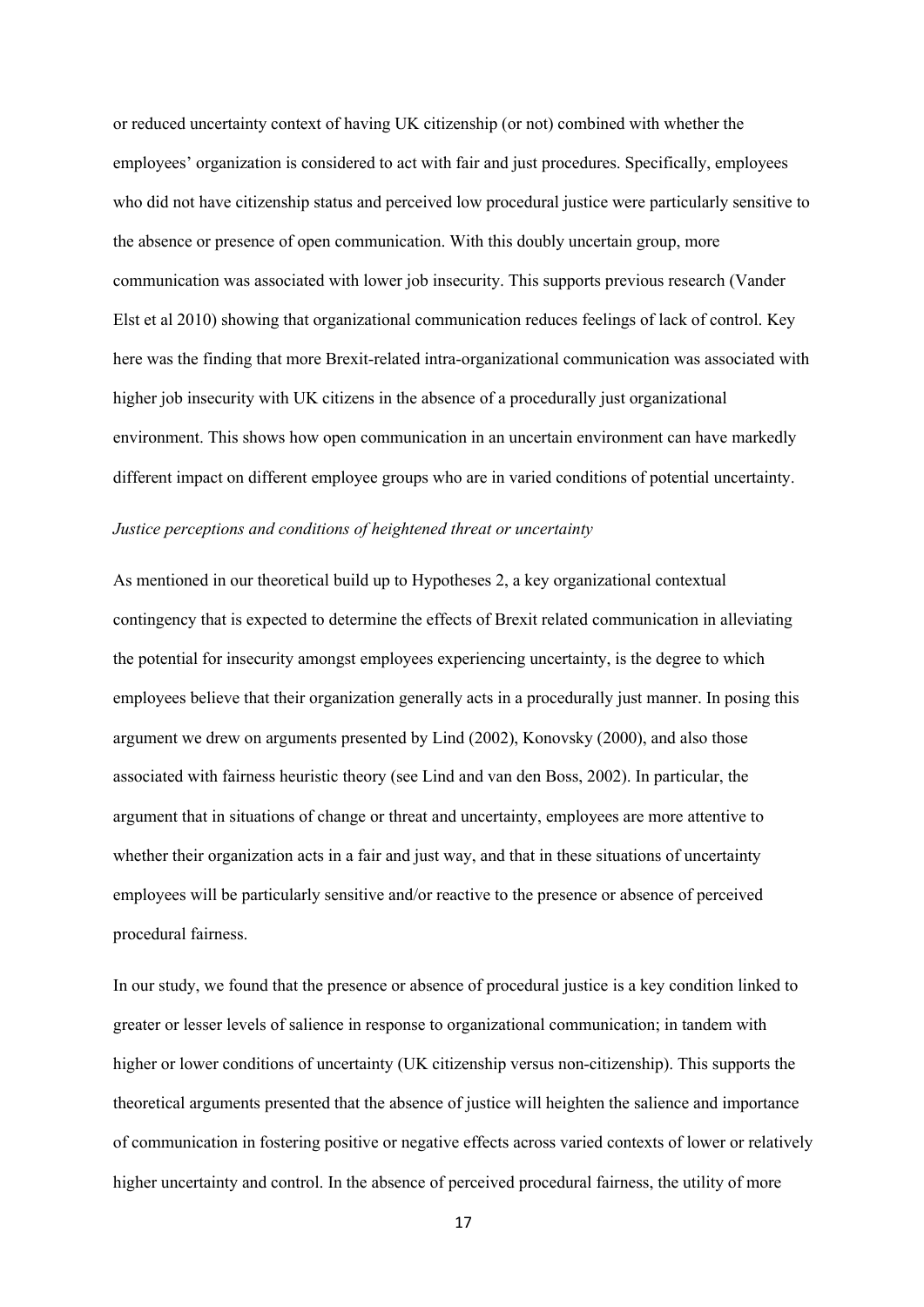or reduced uncertainty context of having UK citizenship (or not) combined with whether the employees' organization is considered to act with fair and just procedures. Specifically, employees who did not have citizenship status and perceived low procedural justice were particularly sensitive to the absence or presence of open communication. With this doubly uncertain group, more communication was associated with lower job insecurity. This supports previous research (Vander Elst et al 2010) showing that organizational communication reduces feelings of lack of control. Key here was the finding that more Brexit-related intra-organizational communication was associated with higher job insecurity with UK citizens in the absence of a procedurally just organizational environment. This shows how open communication in an uncertain environment can have markedly different impact on different employee groups who are in varied conditions of potential uncertainty.

*Justice perceptions and conditions of heightened threat or uncertainty*

As mentioned in our theoretical build up to Hypotheses 2, a key organizational contextual contingency that is expected to determine the effects of Brexit related communication in alleviating the potential for insecurity amongst employees experiencing uncertainty, is the degree to which employees believe that their organization generally acts in a procedurally just manner. In posing this argument we drew on arguments presented by Lind (2002), Konovsky (2000), and also those associated with fairness heuristic theory (see Lind and van den Boss, 2002). In particular, the argument that in situations of change or threat and uncertainty, employees are more attentive to whether their organization acts in a fair and just way, and that in these situations of uncertainty employees will be particularly sensitive and/or reactive to the presence or absence of perceived procedural fairness.

In our study, we found that the presence or absence of procedural justice is a key condition linked to greater or lesser levels of salience in response to organizational communication; in tandem with higher or lower conditions of uncertainty (UK citizenship versus non-citizenship). This supports the theoretical arguments presented that the absence of justice will heighten the salience and importance of communication in fostering positive or negative effects across varied contexts of lower or relatively higher uncertainty and control. In the absence of perceived procedural fairness, the utility of more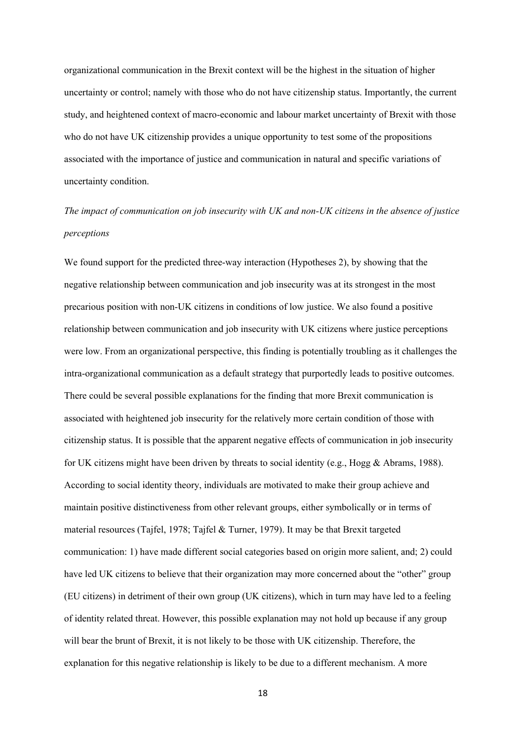organizational communication in the Brexit context will be the highest in the situation of higher uncertainty or control; namely with those who do not have citizenship status. Importantly, the current study, and heightened context of macro-economic and labour market uncertainty of Brexit with those who do not have UK citizenship provides a unique opportunity to test some of the propositions associated with the importance of justice and communication in natural and specific variations of uncertainty condition.

*The impact of communication on job insecurity with UK and non-UK citizens in the absence of justice perceptions*

We found support for the predicted three-way interaction (Hypotheses 2), by showing that the negative relationship between communication and job insecurity was at its strongest in the most precarious position with non-UK citizens in conditions of low justice. We also found a positive relationship between communication and job insecurity with UK citizens where justice perceptions were low. From an organizational perspective, this finding is potentially troubling as it challenges the intra-organizational communication as a default strategy that purportedly leads to positive outcomes. There could be several possible explanations for the finding that more Brexit communication is associated with heightened job insecurity for the relatively more certain condition of those with citizenship status. It is possible that the apparent negative effects of communication in job insecurity for UK citizens might have been driven by threats to social identity (e.g., Hogg & Abrams, 1988). According to social identity theory, individuals are motivated to make their group achieve and maintain positive distinctiveness from other relevant groups, either symbolically or in terms of material resources (Tajfel, 1978; Tajfel & Turner, 1979). It may be that Brexit targeted communication: 1) have made different social categories based on origin more salient, and; 2) could have led UK citizens to believe that their organization may more concerned about the "other" group (EU citizens) in detriment of their own group (UK citizens), which in turn may have led to a feeling of identity related threat. However, this possible explanation may not hold up because if any group will bear the brunt of Brexit, it is not likely to be those with UK citizenship. Therefore, the explanation for this negative relationship is likely to be due to a different mechanism. A more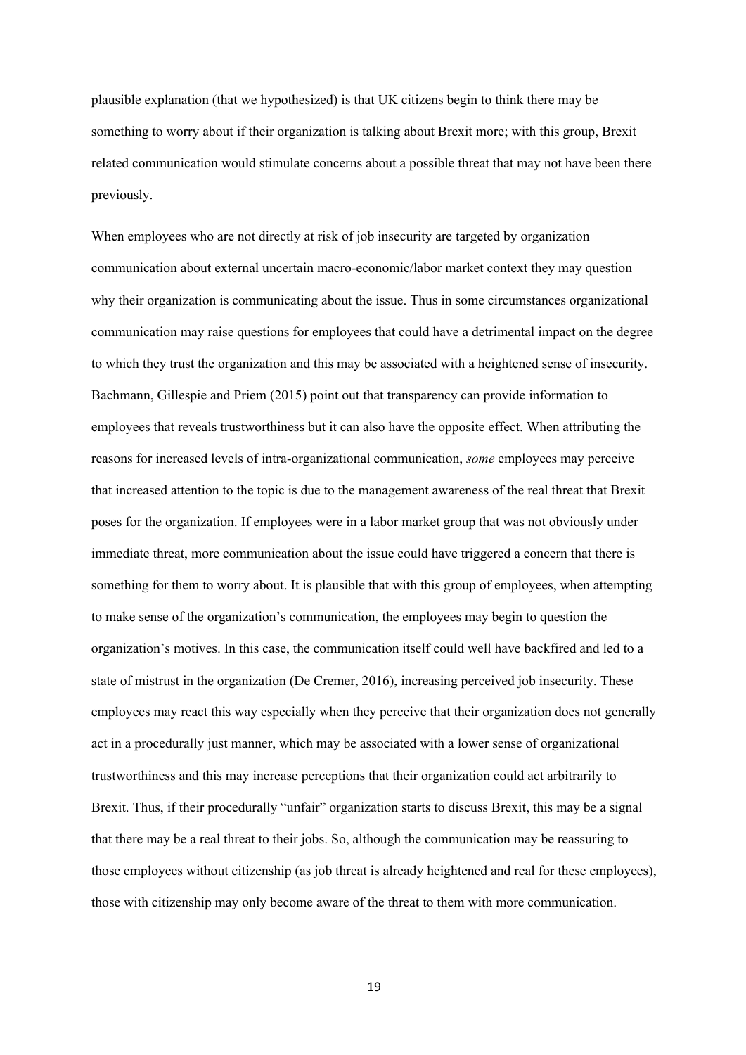plausible explanation (that we hypothesized) is that UK citizens begin to think there may be something to worry about if their organization is talking about Brexit more; with this group, Brexit related communication would stimulate concerns about a possible threat that may not have been there previously.

When employees who are not directly at risk of job insecurity are targeted by organization communication about external uncertain macro-economic/labor market context they may question why their organization is communicating about the issue. Thus in some circumstances organizational communication may raise questions for employees that could have a detrimental impact on the degree to which they trust the organization and this may be associated with a heightened sense of insecurity. Bachmann, Gillespie and Priem (2015) point out that transparency can provide information to employees that reveals trustworthiness but it can also have the opposite effect. When attributing the reasons for increased levels of intra-organizational communication, *some* employees may perceive that increased attention to the topic is due to the management awareness of the real threat that Brexit poses for the organization. If employees were in a labor market group that was not obviously under immediate threat, more communication about the issue could have triggered a concern that there is something for them to worry about. It is plausible that with this group of employees, when attempting to make sense of the organization's communication, the employees may begin to question the organization's motives. In this case, the communication itself could well have backfired and led to a state of mistrust in the organization (De Cremer, 2016), increasing perceived job insecurity. These employees may react this way especially when they perceive that their organization does not generally act in a procedurally just manner, which may be associated with a lower sense of organizational trustworthiness and this may increase perceptions that their organization could act arbitrarily to Brexit. Thus, if their procedurally "unfair" organization starts to discuss Brexit, this may be a signal that there may be a real threat to their jobs. So, although the communication may be reassuring to those employees without citizenship (as job threat is already heightened and real for these employees), those with citizenship may only become aware of the threat to them with more communication.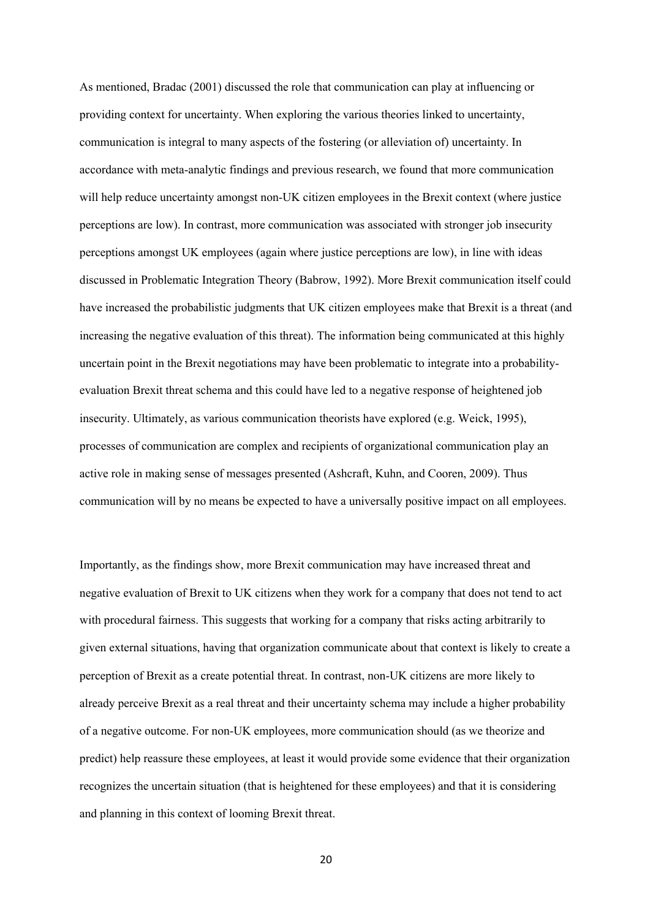As mentioned, Bradac (2001) discussed the role that communication can play at influencing or providing context for uncertainty. When exploring the various theories linked to uncertainty, communication is integral to many aspects of the fostering (or alleviation of) uncertainty. In accordance with meta-analytic findings and previous research, we found that more communication will help reduce uncertainty amongst non-UK citizen employees in the Brexit context (where justice perceptions are low). In contrast, more communication was associated with stronger job insecurity perceptions amongst UK employees (again where justice perceptions are low), in line with ideas discussed in Problematic Integration Theory (Babrow, 1992). More Brexit communication itself could have increased the probabilistic judgments that UK citizen employees make that Brexit is a threat (and increasing the negative evaluation of this threat). The information being communicated at this highly uncertain point in the Brexit negotiations may have been problematic to integrate into a probability-evaluation Brexit threat schema and this could have led to a negative response of heightened job insecurity. Ultimately, as various communication theorists have explored (e.g. Weick, 1995), processes of communication are complex and recipients of organizational communication play an active role in making sense of messages presented (Ashcraft, Kuhn, and Cooren, 2009). Thus communication will by no means be expected to have a universally positive impact on all employees.

Importantly, as the findings show, more Brexit communication may have increased threat and negative evaluation of Brexit to UK citizens when they work for a company that does not tend to act with procedural fairness. This suggests that working for a company that risks acting arbitrarily to given external situations, having that organization communicate about that context is likely to create a perception of Brexit as a create potential threat. In contrast, non-UK citizens are more likely to already perceive Brexit as a real threat and their uncertainty schema may include a higher probability of a negative outcome. For non-UK employees, more communication should (as we theorize and predict) help reassure these employees, at least it would provide some evidence that their organization recognizes the uncertain situation (that is heightened for these employees) and that it is considering and planning in this context of looming Brexit threat.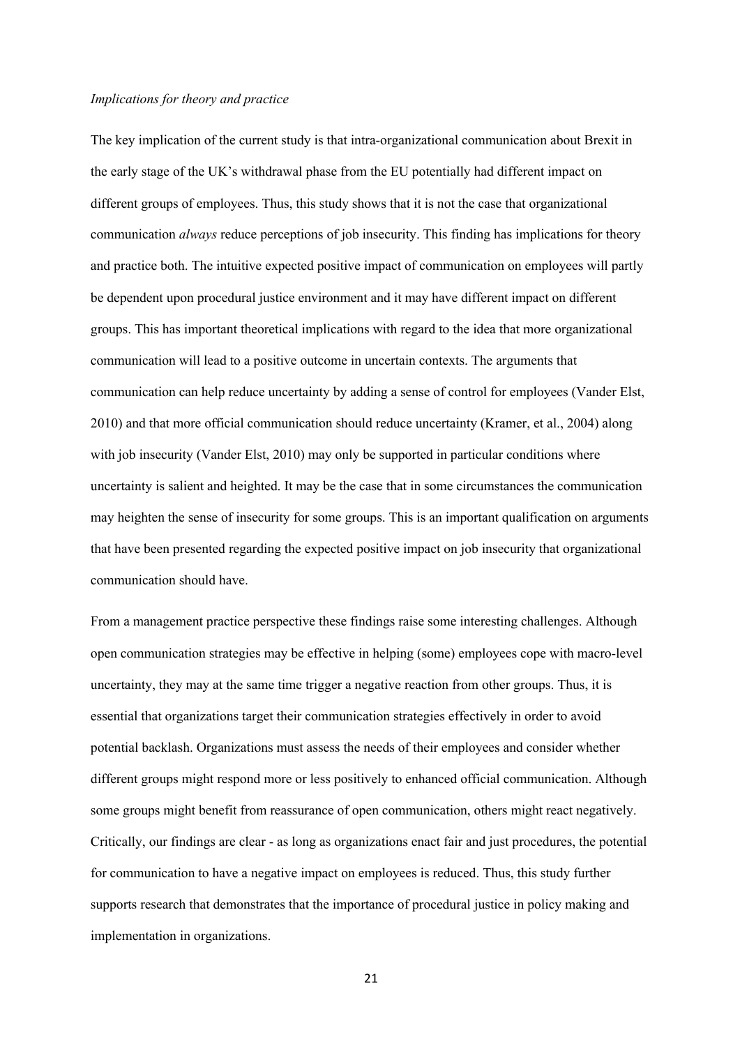*Implications for theory and practice*

The key implication of the current study is that intra-organizational communication about Brexit in the early stage of the UK's withdrawal phase from the EU potentially had different impact on different groups of employees. Thus, this study shows that it is not the case that organizational communication *always* reduce perceptions of job insecurity. This finding has implications for theory and practice both. The intuitive expected positive impact of communication on employees will partly be dependent upon procedural justice environment and it may have different impact on different groups. This has important theoretical implications with regard to the idea that more organizational communication will lead to a positive outcome in uncertain contexts. The arguments that communication can help reduce uncertainty by adding a sense of control for employees (Vander Elst, 2010) and that more official communication should reduce uncertainty (Kramer, et al., 2004) along with job insecurity (Vander Elst, 2010) may only be supported in particular conditions where uncertainty is salient and heighted. It may be the case that in some circumstances the communication may heighten the sense of insecurity for some groups. This is an important qualification on arguments that have been presented regarding the expected positive impact on job insecurity that organizational communication should have.

From a management practice perspective these findings raise some interesting challenges. Although open communication strategies may be effective in helping (some) employees cope with macro-level uncertainty, they may at the same time trigger a negative reaction from other groups. Thus, it is essential that organizations target their communication strategies effectively in order to avoid potential backlash. Organizations must assess the needs of their employees and consider whether different groups might respond more or less positively to enhanced official communication. Although some groups might benefit from reassurance of open communication, others might react negatively. Critically, our findings are clear - as long as organizations enact fair and just procedures, the potential for communication to have a negative impact on employees is reduced. Thus, this study further supports research that demonstrates that the importance of procedural justice in policy making and implementation in organizations.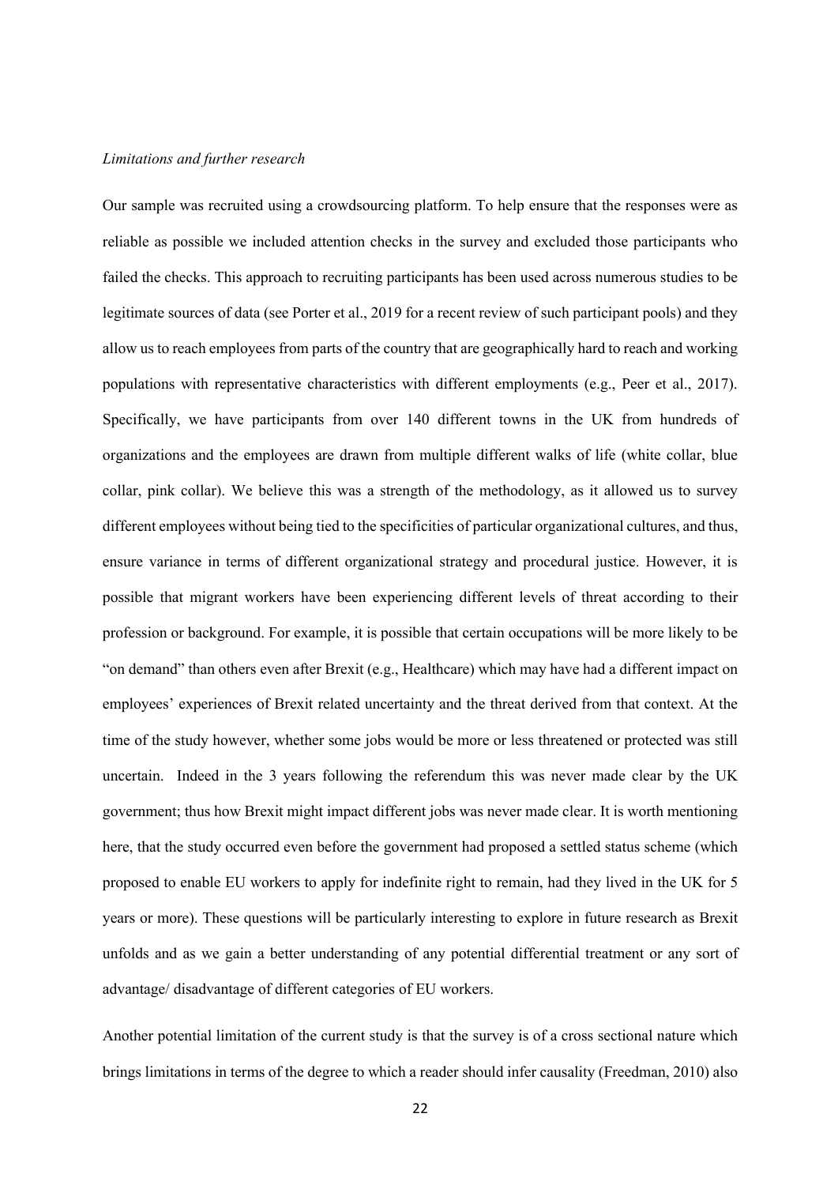*Limitations and further research*

Our sample was recruited using a crowdsourcing platform. To help ensure that the responses were as reliable as possible we included attention checks in the survey and excluded those participants who failed the checks. This approach to recruiting participants has been used across numerous studies to be legitimate sources of data (see Porter et al., 2019 for a recent review of such participant pools) and they allow us to reach employees from parts of the country that are geographically hard to reach and working populations with representative characteristics with different employments (e.g., Peer et al., 2017). Specifically, we have participants from over 140 different towns in the UK from hundreds of organizations and the employees are drawn from multiple different walks of life (white collar, blue collar, pink collar). We believe this was a strength of the methodology, as it allowed us to survey different employees without being tied to the specificities of particular organizational cultures, and thus, ensure variance in terms of different organizational strategy and procedural justice. However, it is possible that migrant workers have been experiencing different levels of threat according to their profession or background. For example, it is possible that certain occupations will be more likely to be "on demand" than others even after Brexit (e.g., Healthcare) which may have had a different impact on employees' experiences of Brexit related uncertainty and the threat derived from that context. At the time of the study however, whether some jobs would be more or less threatened or protected was still uncertain. Indeed in the 3 years following the referendum this was never made clear by the UK government; thus how Brexit might impact different jobs was never made clear. It is worth mentioning here, that the study occurred even before the government had proposed a settled status scheme (which proposed to enable EU workers to apply for indefinite right to remain, had they lived in the UK for 5 years or more). These questions will be particularly interesting to explore in future research as Brexit unfolds and as we gain a better understanding of any potential differential treatment or any sort of advantage/ disadvantage of different categories of EU workers.

Another potential limitation of the current study is that the survey is of a cross sectional nature which brings limitations in terms of the degree to which a reader should infer causality (Freedman, 2010) also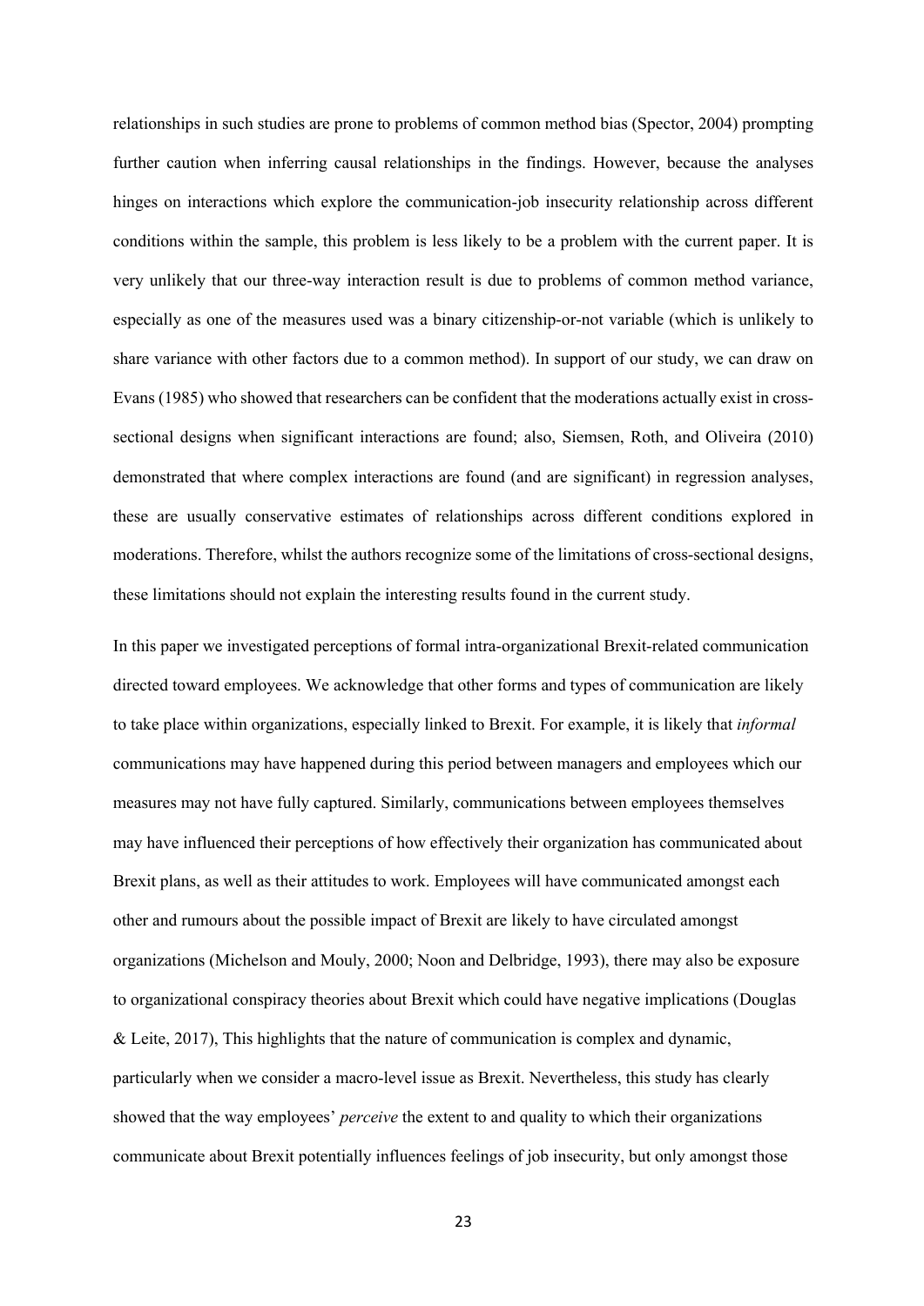relationships in such studies are prone to problems of common method bias (Spector, 2004) prompting further caution when inferring causal relationships in the findings. However, because the analyses hinges on interactions which explore the communication-job insecurity relationship across different conditions within the sample, this problem is less likely to be a problem with the current paper. It is very unlikely that our three-way interaction result is due to problems of common method variance, especially as one of the measures used was a binary citizenship-or-not variable (which is unlikely to share variance with other factors due to a common method). In support of our study, we can draw on Evans (1985) who showed that researchers can be confident that the moderations actually exist in cross-sectional designs when significant interactions are found; also, Siemsen, Roth, and Oliveira (2010) demonstrated that where complex interactions are found (and are significant) in regression analyses, these are usually conservative estimates of relationships across different conditions explored in moderations. Therefore, whilst the authors recognize some of the limitations of cross-sectional designs, these limitations should not explain the interesting results found in the current study.

In this paper we investigated perceptions of formal intra-organizational Brexit-related communication directed toward employees. We acknowledge that other forms and types of communication are likely to take place within organizations, especially linked to Brexit. For example, it is likely that *informal* communications may have happened during this period between managers and employees which our measures may not have fully captured. Similarly, communications between employees themselves may have influenced their perceptions of how effectively their organization has communicated about Brexit plans, as well as their attitudes to work. Employees will have communicated amongst each other and rumours about the possible impact of Brexit are likely to have circulated amongst organizations (Michelson and Mouly, 2000; Noon and Delbridge, 1993), there may also be exposure to organizational conspiracy theories about Brexit which could have negative implications (Douglas & Leite, 2017), This highlights that the nature of communication is complex and dynamic, particularly when we consider a macro-level issue as Brexit. Nevertheless, this study has clearly showed that the way employees' *perceive* the extent to and quality to which their organizations communicate about Brexit potentially influences feelings of job insecurity, but only amongst those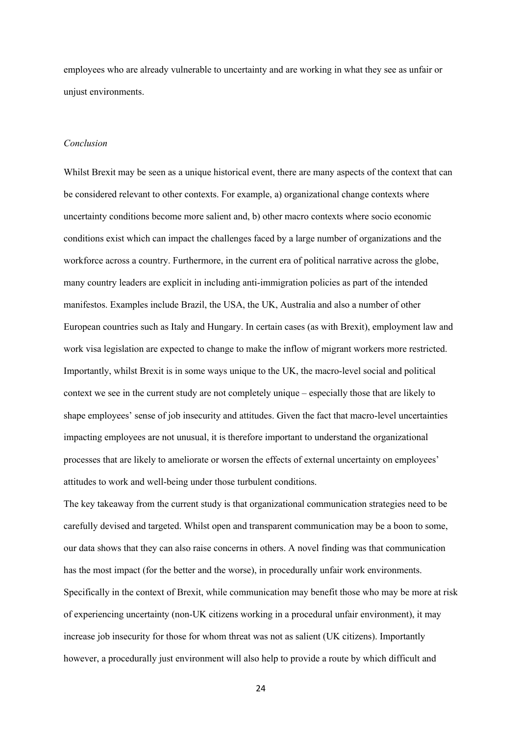employees who are already vulnerable to uncertainty and are working in what they see as unfair or unjust environments.

### *Conclusion*

Whilst Brexit may be seen as a unique historical event, there are many aspects of the context that can be considered relevant to other contexts. For example, a) organizational change contexts where uncertainty conditions become more salient and, b) other macro contexts where socio economic conditions exist which can impact the challenges faced by a large number of organizations and the workforce across a country. Furthermore, in the current era of political narrative across the globe, many country leaders are explicit in including anti-immigration policies as part of the intended manifestos. Examples include Brazil, the USA, the UK, Australia and also a number of other European countries such as Italy and Hungary. In certain cases (as with Brexit), employment law and work visa legislation are expected to change to make the inflow of migrant workers more restricted. Importantly, whilst Brexit is in some ways unique to the UK, the macro-level social and political context we see in the current study are not completely unique – especially those that are likely to shape employees' sense of job insecurity and attitudes. Given the fact that macro-level uncertainties impacting employees are not unusual, it is therefore important to understand the organizational processes that are likely to ameliorate or worsen the effects of external uncertainty on employees' attitudes to work and well-being under those turbulent conditions.

The key takeaway from the current study is that organizational communication strategies need to be carefully devised and targeted. Whilst open and transparent communication may be a boon to some, our data shows that they can also raise concerns in others. A novel finding was that communication has the most impact (for the better and the worse), in procedurally unfair work environments. Specifically in the context of Brexit, while communication may benefit those who may be more at risk of experiencing uncertainty (non-UK citizens working in a procedural unfair environment), it may increase job insecurity for those for whom threat was not as salient (UK citizens). Importantly however, a procedurally just environment will also help to provide a route by which difficult and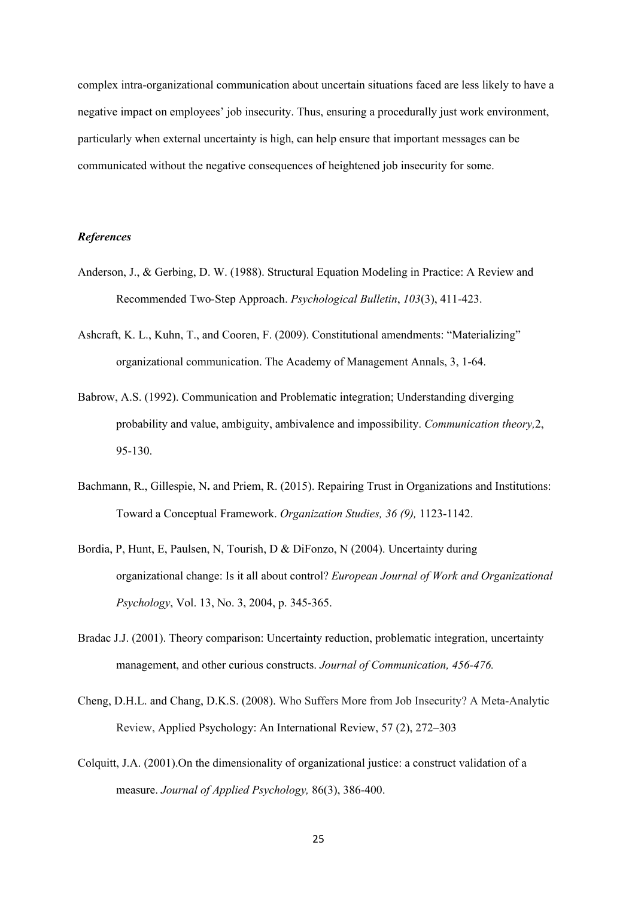complex intra-organizational communication about uncertain situations faced are less likely to have a negative impact on employees' job insecurity. Thus, ensuring a procedurally just work environment, particularly when external uncertainty is high, can help ensure that important messages can be communicated without the negative consequences of heightened job insecurity for some.

### *References*

Anderson, J., & Gerbing, D. W. (1988). Structural Equation Modeling in Practice: A Review and Recommended Two-Step Approach. *Psychological Bulletin*, *103*(3), 411-423.

Ashcraft, K. L., Kuhn, T., and Cooren, F. (2009). Constitutional amendments: "Materializing" organizational communication. The Academy of Management Annals, 3, 1-64.

Babrow, A.S. (1992). Communication and Problematic integration; Understanding diverging probability and value, ambiguity, ambivalence and impossibility. *Communication theory,*2, 95-130.

Bachmann, R., Gillespie, N**.** and Priem, R. (2015). Repairing Trust in Organizations and Institutions: Toward a Conceptual Framework. *Organization Studies, 36 (9),* 1123-1142.

Bordia, P, Hunt, E, Paulsen, N, Tourish, D & DiFonzo, N (2004). Uncertainty during organizational change: Is it all about control? *European Journal of Work and Organizational Psychology*, Vol. 13, No. 3, 2004, p. 345-365.

Bradac J.J. (2001). Theory comparison: Uncertainty reduction, problematic integration, uncertainty management, and other curious constructs. *Journal of Communication, 456-476.*

Cheng, D.H.L. and Chang, D.K.S. (2008). Who Suffers More from Job Insecurity? A Meta-Analytic Review, Applied Psychology: An International Review, 57 (2), 272–303

Colquitt, J.A. (2001).On the dimensionality of organizational justice: a construct validation of a measure. *Journal of Applied Psychology,* 86(3), 386-400.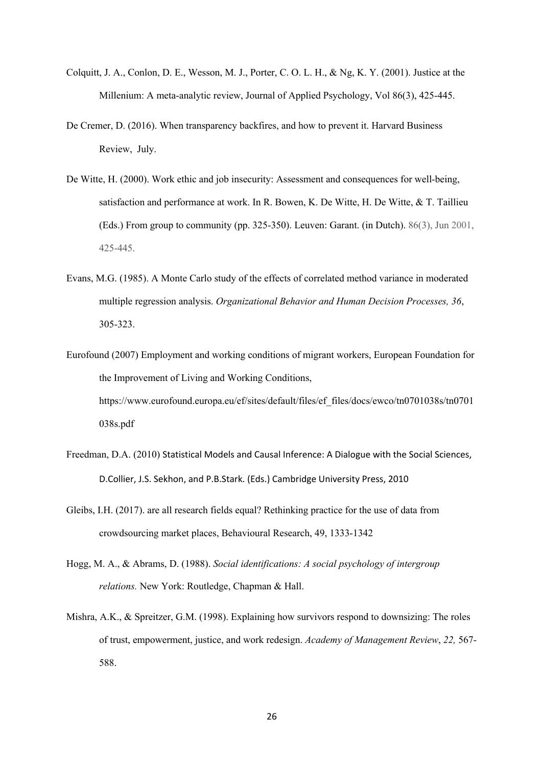Colquitt, J. A., Conlon, D. E., Wesson, M. J., Porter, C. O. L. H., & Ng, K. Y. (2001). Justice at the Millenium: A meta-analytic review, Journal of Applied Psychology, Vol 86(3), 425-445.

De Cremer, D. (2016). When transparency backfires, and how to prevent it. Harvard Business Review, July.

De Witte, H. (2000). Work ethic and job insecurity: Assessment and consequences for well-being, satisfaction and performance at work. In R. Bowen, K. De Witte, H. De Witte, & T. Taillieu (Eds.) From group to community (pp. 325-350). Leuven: Garant. (in Dutch). 86(3), Jun 2001, 425-445.

Evans, M.G. (1985). A Monte Carlo study of the effects of correlated method variance in moderated multiple regression analysis. *Organizational Behavior and Human Decision Processes, 36*, 305-323.

Eurofound (2007) Employment and working conditions of migrant workers, European Foundation for the Improvement of Living and Working Conditions, https://www.eurofound.europa.eu/ef/sites/default/files/ef_files/docs/ewco/tn0701038s/tn0701038s.pdf

Freedman, D.A. (2010) Statistical Models and Causal Inference: A Dialogue with the Social Sciences, D.Collier, J.S. Sekhon, and P.B.Stark. (Eds.) Cambridge University Press, 2010

Gleibs, I.H. (2017). are all research fields equal? Rethinking practice for the use of data from crowdsourcing market places, Behavioural Research, 49, 1333-1342

Hogg, M. A., & Abrams, D. (1988). *Social identifications: A social psychology of intergroup relations.* New York: Routledge, Chapman & Hall.

Mishra, A.K., & Spreitzer, G.M. (1998). Explaining how survivors respond to downsizing: The roles of trust, empowerment, justice, and work redesign. *Academy of Management Review*, *22,* 567-588.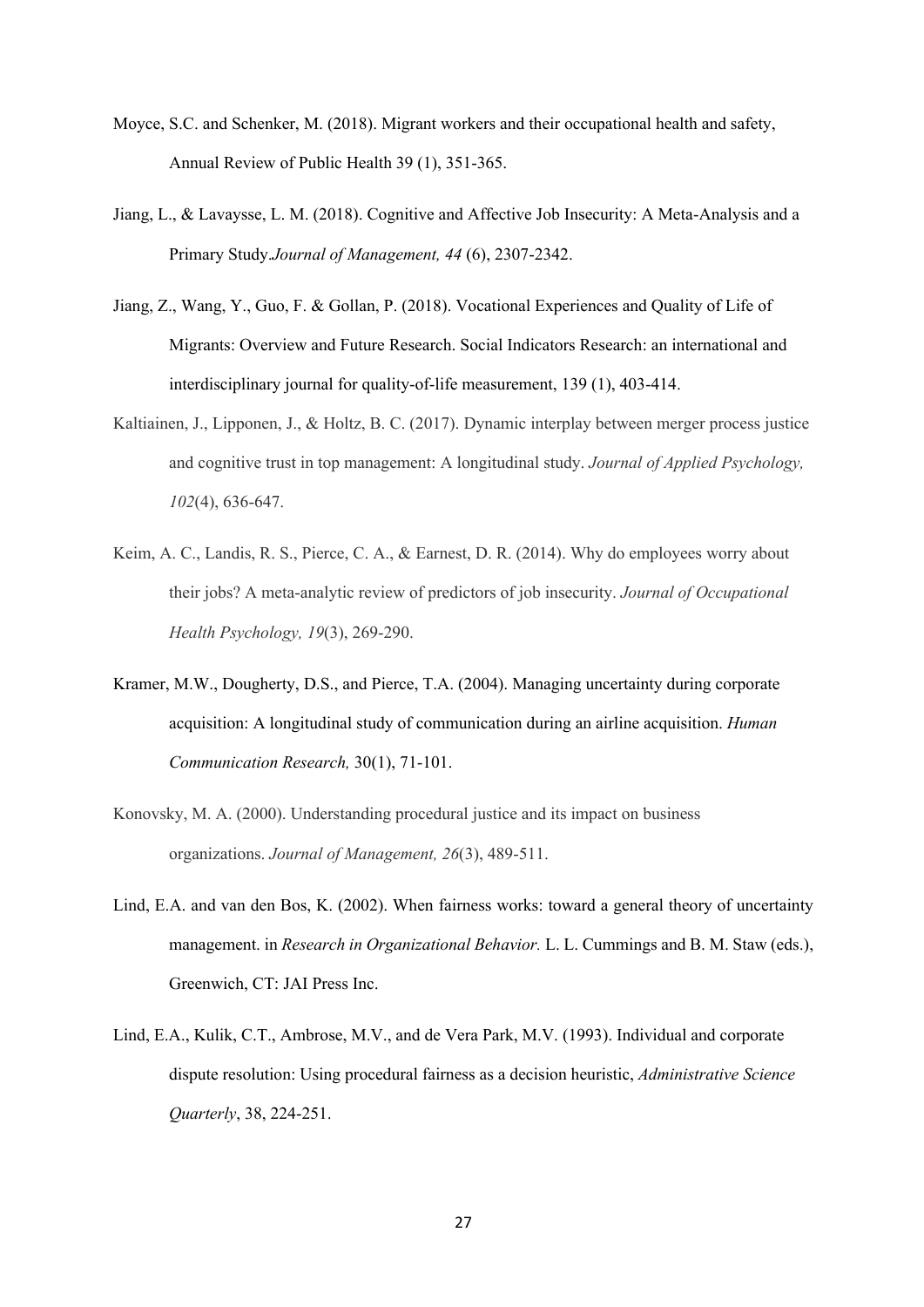Moyce, S.C. and Schenker, M. (2018). Migrant workers and their occupational health and safety, Annual Review of Public Health 39 (1), 351-365.

Jiang, L., & Lavaysse, L. M. (2018). Cognitive and Affective Job Insecurity: A Meta-Analysis and a Primary Study.*Journal of Management, 44* (6), 2307-2342.

Jiang, Z., Wang, Y., Guo, F. & Gollan, P. (2018). Vocational Experiences and Quality of Life of Migrants: Overview and Future Research. Social Indicators Research: an international and interdisciplinary journal for quality-of-life measurement, 139 (1), 403-414.

Kaltiainen, J., Lipponen, J., & Holtz, B. C. (2017). Dynamic interplay between merger process justice and cognitive trust in top management: A longitudinal study. *Journal of Applied Psychology, 102*(4), 636-647.

Keim, A. C., Landis, R. S., Pierce, C. A., & Earnest, D. R. (2014). Why do employees worry about their jobs? A meta-analytic review of predictors of job insecurity. *Journal of Occupational Health Psychology, 19*(3), 269-290.

Kramer, M.W., Dougherty, D.S., and Pierce, T.A. (2004). Managing uncertainty during corporate acquisition: A longitudinal study of communication during an airline acquisition. *Human Communication Research,* 30(1), 71-101.

Konovsky, M. A. (2000). Understanding procedural justice and its impact on business organizations. *Journal of Management, 26*(3), 489-511.

Lind, E.A. and van den Bos, K. (2002). When fairness works: toward a general theory of uncertainty management. in *Research in Organizational Behavior.* L. L. Cummings and B. M. Staw (eds.), Greenwich, CT: JAI Press Inc.

Lind, E.A., Kulik, C.T., Ambrose, M.V., and de Vera Park, M.V. (1993). Individual and corporate dispute resolution: Using procedural fairness as a decision heuristic, *Administrative Science Quarterly*, 38, 224-251.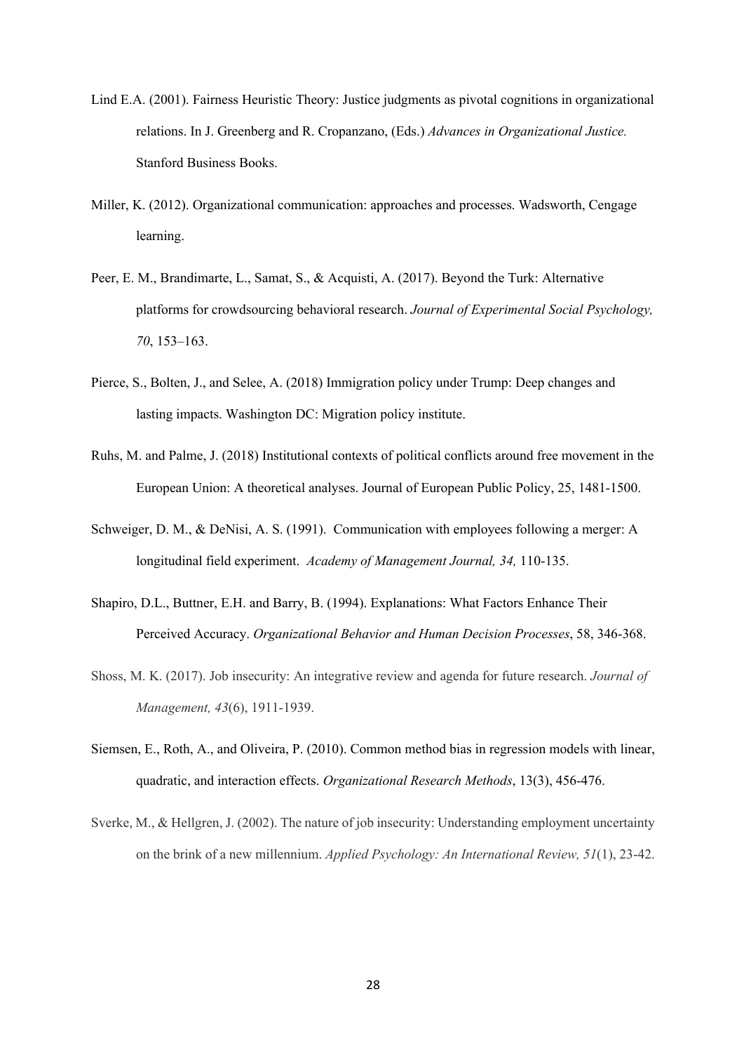Lind E.A. (2001). Fairness Heuristic Theory: Justice judgments as pivotal cognitions in organizational relations. In J. Greenberg and R. Cropanzano, (Eds.) *Advances in Organizational Justice.* Stanford Business Books.

Miller, K. (2012). Organizational communication: approaches and processes. Wadsworth, Cengage learning.

Peer, E. M., Brandimarte, L., Samat, S., & Acquisti, A. (2017). Beyond the Turk: Alternative platforms for crowdsourcing behavioral research. *Journal of Experimental Social Psychology, 70*, 153–163.

Pierce, S., Bolten, J., and Selee, A. (2018) Immigration policy under Trump: Deep changes and lasting impacts. Washington DC: Migration policy institute.

Ruhs, M. and Palme, J. (2018) Institutional contexts of political conflicts around free movement in the European Union: A theoretical analyses. Journal of European Public Policy, 25, 1481-1500.

Schweiger, D. M., & DeNisi, A. S. (1991). Communication with employees following a merger: A longitudinal field experiment. *Academy of Management Journal, 34,* 110-135.

Shapiro, D.L., Buttner, E.H. and Barry, B. (1994). Explanations: What Factors Enhance Their Perceived Accuracy. *Organizational Behavior and Human Decision Processes*, 58, 346-368.

Shoss, M. K. (2017). Job insecurity: An integrative review and agenda for future research. *Journal of Management, 43*(6), 1911-1939.

Siemsen, E., Roth, A., and Oliveira, P. (2010). Common method bias in regression models with linear, quadratic, and interaction effects. *Organizational Research Methods*, 13(3), 456-476.

Sverke, M., & Hellgren, J. (2002). The nature of job insecurity: Understanding employment uncertainty on the brink of a new millennium. *Applied Psychology: An International Review, 51*(1), 23-42.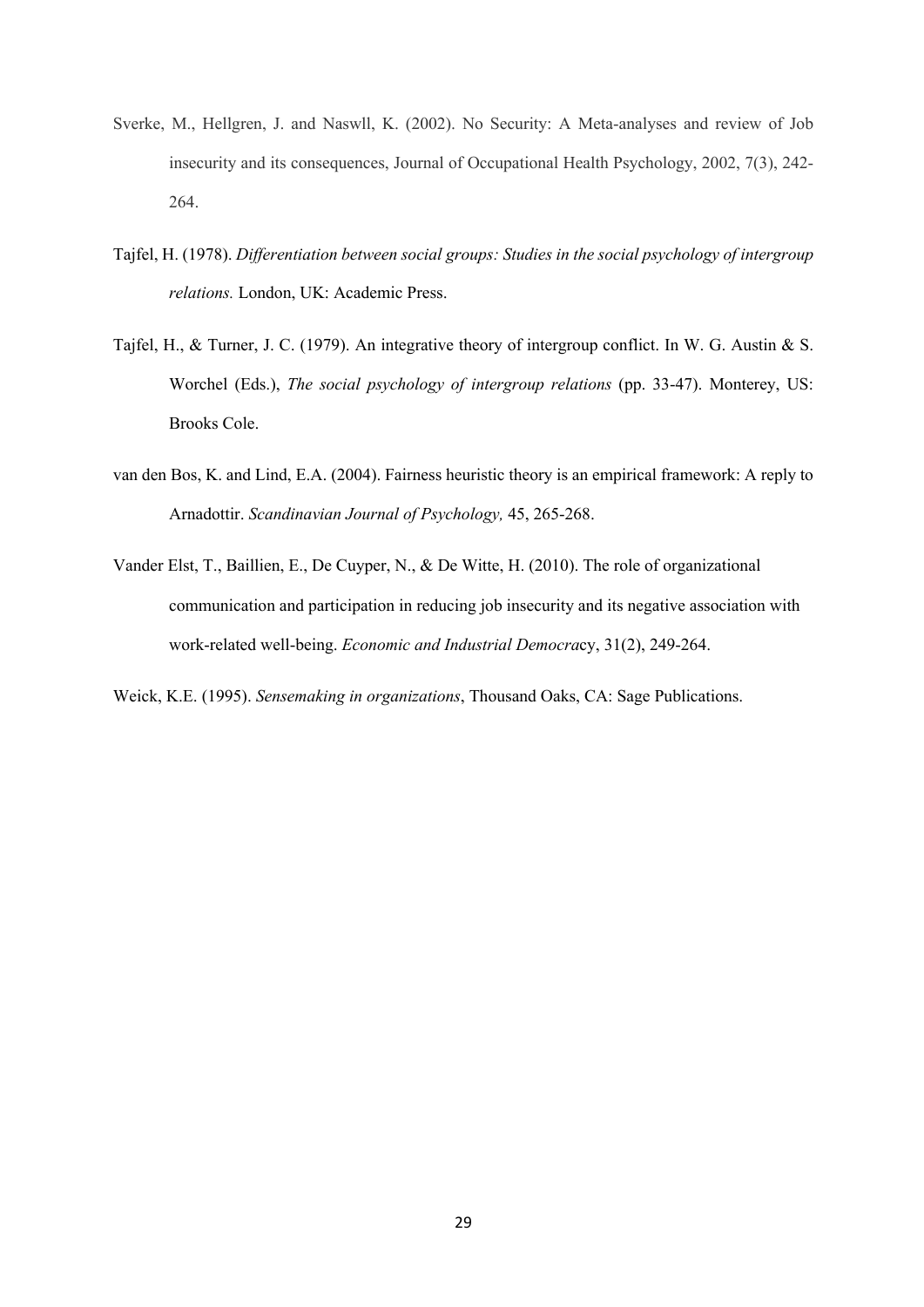Sverke, M., Hellgren, J. and Naswll, K. (2002). No Security: A Meta-analyses and review of Job insecurity and its consequences, Journal of Occupational Health Psychology, 2002, 7(3), 242-264.

Tajfel, H. (1978). *Differentiation between social groups: Studies in the social psychology of intergroup relations.* London, UK: Academic Press.

Tajfel, H., & Turner, J. C. (1979). An integrative theory of intergroup conflict. In W. G. Austin & S. Worchel (Eds.), *The social psychology of intergroup relations* (pp. 33-47). Monterey, US: Brooks Cole.

van den Bos, K. and Lind, E.A. (2004). Fairness heuristic theory is an empirical framework: A reply to Arnadottir. *Scandinavian Journal of Psychology,* 45, 265-268.

Vander Elst, T., Baillien, E., De Cuyper, N., & De Witte, H. (2010). The role of organizational communication and participation in reducing job insecurity and its negative association with work-related well-being. *Economic and Industrial Democrac*y, 31(2), 249-264.

Weick, K.E. (1995). *Sensemaking in organizations*, Thousand Oaks, CA: Sage Publications.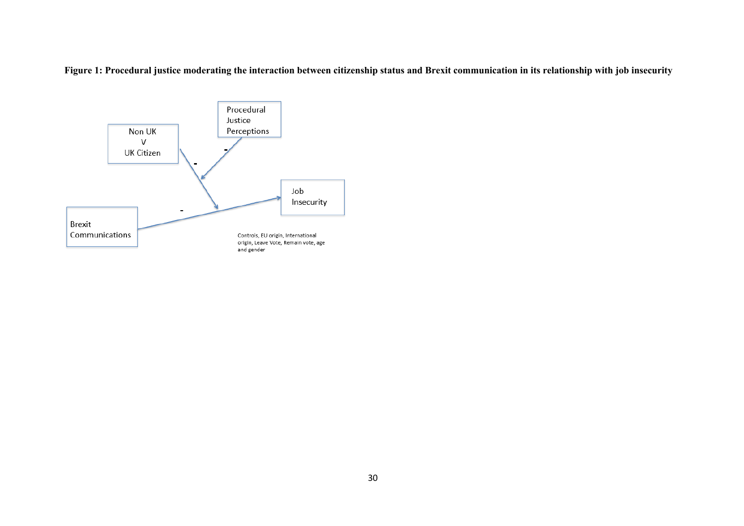**Figure 1: Procedural justice moderating the interaction between citizenship status and Brexit communication in its relationship with job insecurity**

Procedural Justice Perceptions

Non UK V UK Citizen

Brexit Communications

Job Insecurity

-

-

-

Controls, EU origin, International origin, Leave Vote, Remain vote, age and gender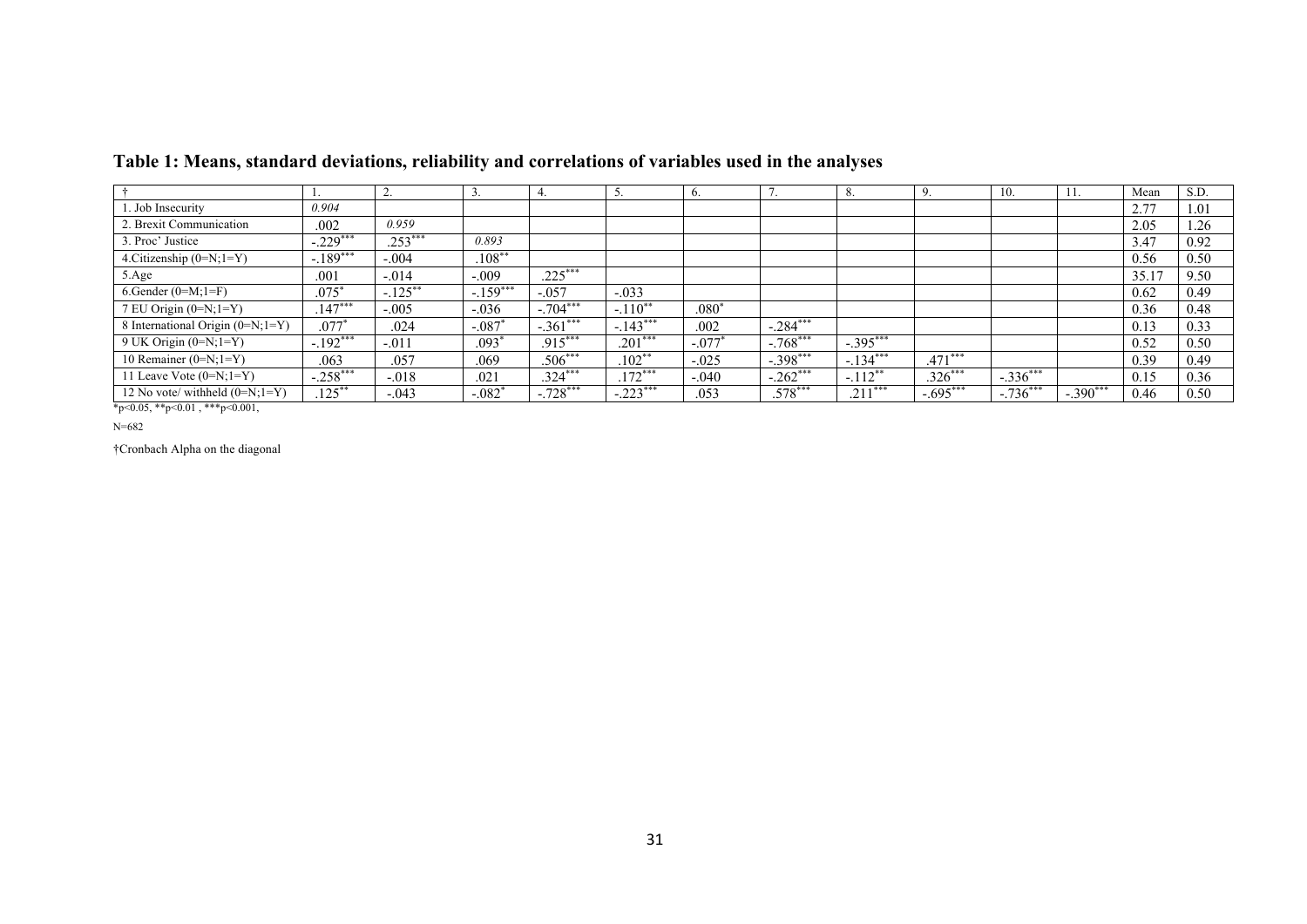**Table 1: Means, standard deviations, reliability and correlations of variables used in the analyses**

| † | 1. | 2. | 3. | 4. | 5. | 6. | 7. | 8. | 9. | 10. | 11. | Mean | S.D. |
|---|---|---|---|---|---|---|---|---|---|---|---|---|---|
| 1. Job Insecurity | *0.904* | | | | | | | | | | | 2.77 | 1.01 |
| 2. Brexit Communication | .002 | *0.959* | | | | | | | | | | 2.05 | 1.26 |
| 3. Proc' Justice | -.229*** | .253*** | *0.893* | | | | | | | | | 3.47 | 0.92 |
| 4.Citizenship (0=N;1=Y) | -.189*** | -.004 | .108** | | | | | | | | | 0.56 | 0.50 |
| 5.Age | .001 | -.014 | -.009 | .225*** | | | | | | | | 35.17 | 9.50 |
| 6.Gender (0=M;1=F) | .075* | -.125** | -.159*** | -.057 | -.033 | | | | | | | 0.62 | 0.49 |
| 7 EU Origin (0=N;1=Y) | .147*** | -.005 | -.036 | -.704*** | -.110** | .080* | | | | | | 0.36 | 0.48 |
| 8 International Origin (0=N;1=Y) | .077* | .024 | -.087* | -.361*** | -.143*** | .002 | -.284*** | | | | | 0.13 | 0.33 |
| 9 UK Origin (0=N;1=Y) | -.192*** | -.011 | .093* | .915*** | .201*** | -.077* | -.768*** | -.395*** | | | | 0.52 | 0.50 |
| 10 Remainer (0=N;1=Y) | .063 | .057 | .069 | .506*** | .102** | -.025 | -.398*** | -.134*** | .471*** | | | 0.39 | 0.49 |
| 11 Leave Vote (0=N;1=Y) | -.258*** | -.018 | .021 | .324*** | .172*** | -.040 | -.262*** | -.112** | .326*** | -.336*** | | 0.15 | 0.36 |
| 12 No vote/ withheld (0=N;1=Y) | .125** | -.043 | -.082* | -.728*** | -.223*** | .053 | .578*** | .211*** | -.695*** | -.736*** | -.390*** | 0.46 | 0.50 |

*p<0.05, **p<0.01 , ***p<0.001,

N=682

†Cronbach Alpha on the diagonal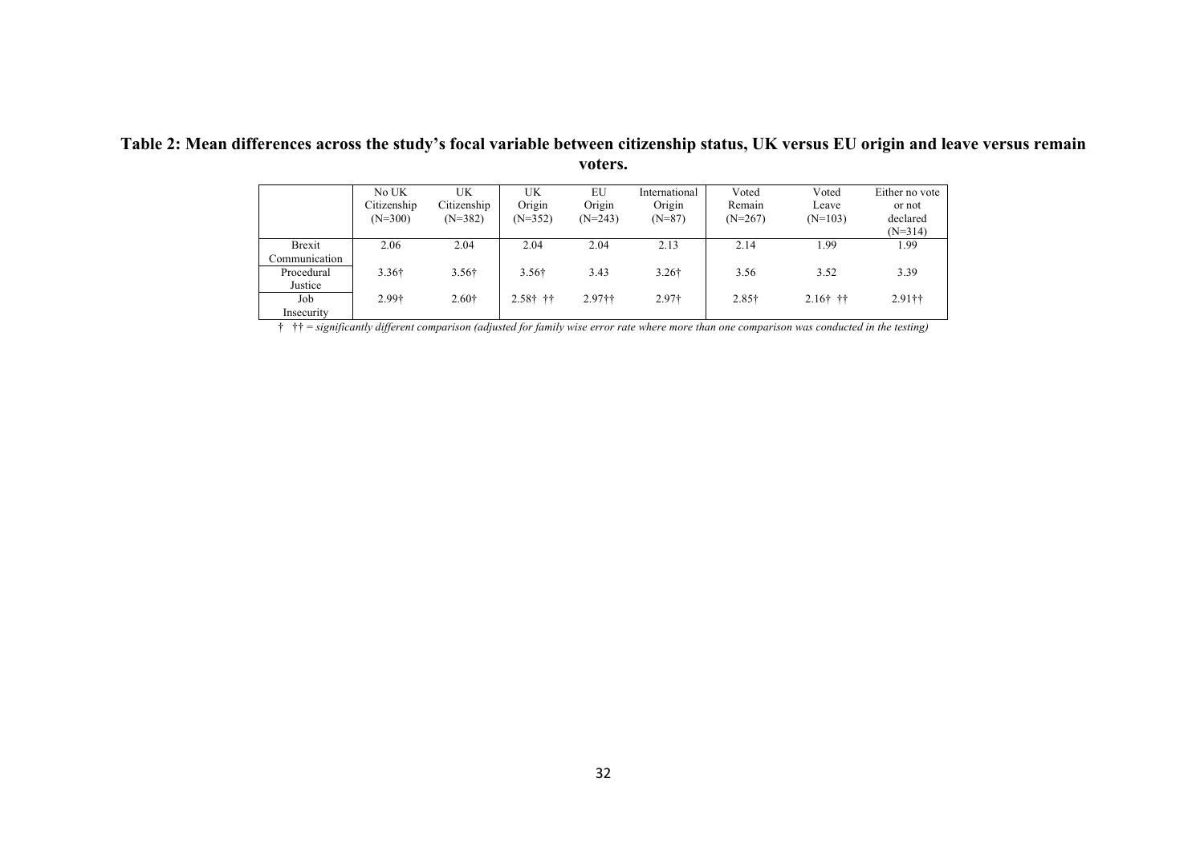**Table 2: Mean differences across the study's focal variable between citizenship status, UK versus EU origin and leave versus remain voters.**

| | No UK Citizenship (N=300) | UK Citizenship (N=382) | UK Origin (N=352) | EU Origin (N=243) | International Origin (N=87) | Voted Remain (N=267) | Voted Leave (N=103) | Either no vote or not declared (N=314) |
|---|---|---|---|---|---|---|---|---|
| Brexit Communication | 2.06 | 2.04 | 2.04 | 2.04 | 2.13 | 2.14 | 1.99 | 1.99 |
| Procedural Justice | 3.36† | 3.56† | 3.56† | 3.43 | 3.26† | 3.56 | 3.52 | 3.39 |
| Job Insecurity | 2.99† | 2.60† | 2.58† †† | 2.97†† | 2.97† | 2.85† | 2.16† †† | 2.91†† |

*† †† = significantly different comparison (adjusted for family wise error rate where more than one comparison was conducted in the testing)*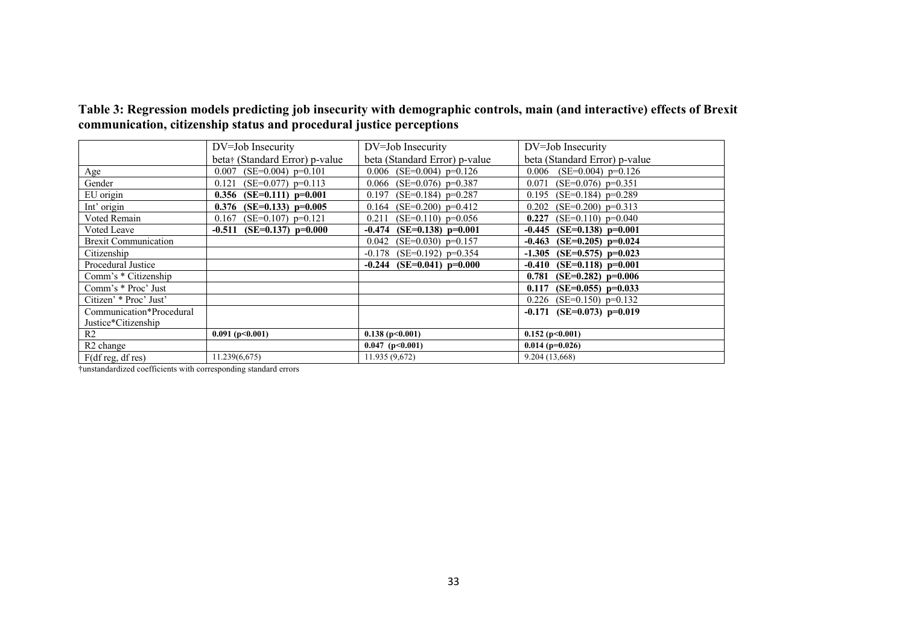**Table 3: Regression models predicting job insecurity with demographic controls, main (and interactive) effects of Brexit communication, citizenship status and procedural justice perceptions**

| | DV=Job Insecurity | DV=Job Insecurity | DV=Job Insecurity |
|---|---|---|---|
| | beta† (Standard Error) p-value | beta (Standard Error) p-value | beta (Standard Error) p-value |
| Age | 0.007 (SE=0.004) p=0.101 | 0.006 (SE=0.004) p=0.126 | 0.006 (SE=0.004) p=0.126 |
| Gender | 0.121 (SE=0.077) p=0.113 | 0.066 (SE=0.076) p=0.387 | 0.071 (SE=0.076) p=0.351 |
| EU origin | **0.356 (SE=0.111) p=0.001** | 0.197 (SE=0.184) p=0.287 | 0.195 (SE=0.184) p=0.289 |
| Int' origin | **0.376 (SE=0.133) p=0.005** | 0.164 (SE=0.200) p=0.412 | 0.202 (SE=0.200) p=0.313 |
| Voted Remain | 0.167 (SE=0.107) p=0.121 | 0.211 (SE=0.110) p=0.056 | **0.227** (SE=0.110) p=0.040 |
| Voted Leave | **-0.511 (SE=0.137) p=0.000** | **-0.474 (SE=0.138) p=0.001** | **-0.445 (SE=0.138) p=0.001** |
| Brexit Communication | | 0.042 (SE=0.030) p=0.157 | **-0.463 (SE=0.205) p=0.024** |
| Citizenship | | -0.178 (SE=0.192) p=0.354 | **-1.305 (SE=0.575) p=0.023** |
| Procedural Justice | | **-0.244 (SE=0.041) p=0.000** | **-0.410 (SE=0.118) p=0.001** |
| Comm's * Citizenship | | | **0.781 (SE=0.282) p=0.006** |
| Comm's * Proc' Just | | | **0.117 (SE=0.055) p=0.033** |
| Citizen' * Proc' Just' | | | 0.226 (SE=0.150) p=0.132 |
| Communication*Procedural Justice*Citizenship | | | **-0.171 (SE=0.073) p=0.019** |
| R2 | **0.091 (p<0.001)** | **0.138 (p<0.001)** | **0.152 (p<0.001)** |
| R2 change | | **0.047 (p<0.001)** | **0.014 (p=0.026)** |
| F(df reg, df res) | 11.239(6,675) | 11.935 (9,672) | 9.204 (13,668) |

†unstandardized coefficients with corresponding standard errors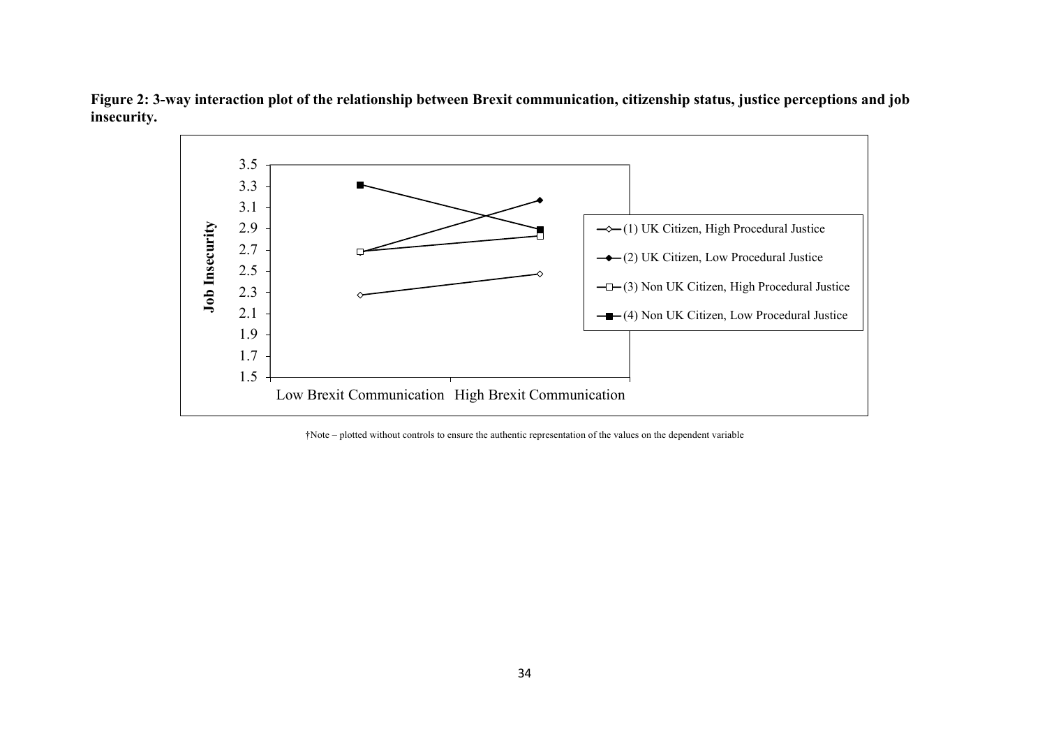**Figure 2: 3-way interaction plot of the relationship between Brexit communication, citizenship status, justice perceptions and job insecurity.**

Job Insecurity

3.5
3.3
3.1
2.9
2.7
2.5
2.3
2.1
1.9
1.7
1.5

Low Brexit Communication High Brexit Communication

(1) UK Citizen, High Procedural Justice
(2) UK Citizen, Low Procedural Justice
(3) Non UK Citizen, High Procedural Justice
(4) Non UK Citizen, Low Procedural Justice

†Note – plotted without controls to ensure the authentic representation of the values on the dependent variable